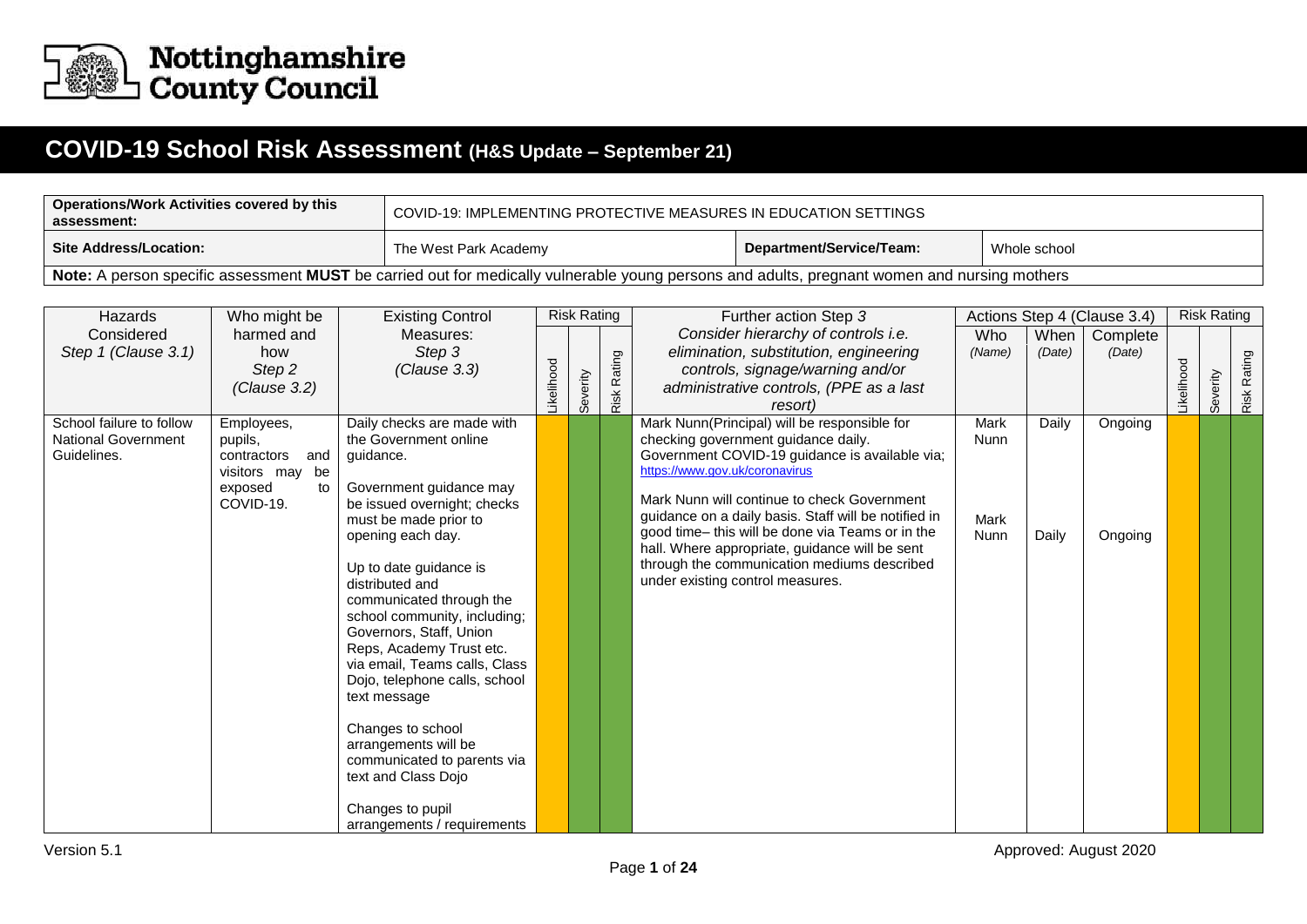Nottinghamshire County Council

# COVID-19 School Risk Assessment (H&S Update – September 21)

| **Operations/Work Activities covered by this assessment:** | COVID-19: IMPLEMENTING PROTECTIVE MEASURES IN EDUCATION SETTINGS | | |
|---|---|---|---|
| **Site Address/Location:** | The West Park Academy | **Department/Service/Team:** | Whole school |

**Note:** A person specific assessment **MUST** be carried out for medically vulnerable young persons and adults, pregnant women and nursing mothers

| Hazards Considered *Step 1 (Clause 3.1)* | Who might be harmed and how *Step 2 (Clause 3.2)* | Existing Control Measures: *Step 3 (Clause 3.3)* | Risk Rating | | | Further action Step *3* *Consider hierarchy of controls i.e. elimination, substitution, engineering controls, signage/warning and/or administrative controls, (PPE as a last resort)* | Actions Step 4 (Clause 3.4) | | | Risk Rating | | |
|---|---|---|---|---|---|---|---|---|---|---|---|---|
| | | | Likelihood | Severity | Risk Rating | | Who *(Name)* | When *(Date)* | Complete *(Date)* | Likelihood | Severity | Risk Rating |
| School failure to follow National Government Guidelines. | Employees, pupils, contractors and visitors may be exposed to COVID-19. | Daily checks are made with the Government online guidance.<br><br>Government guidance may be issued overnight; checks must be made prior to opening each day.<br><br>Up to date guidance is distributed and communicated through the school community, including; Governors, Staff, Union Reps, Academy Trust etc. via email, Teams calls, Class Dojo, telephone calls, school text message<br><br>Changes to school arrangements will be communicated to parents via text and Class Dojo<br><br>Changes to pupil arrangements / requirements | | | | Mark Nunn(Principal) will be responsible for checking government guidance daily.<br>Government COVID-19 guidance is available via; https://www.gov.uk/coronavirus<br><br>Mark Nunn will continue to check Government guidance on a daily basis. Staff will be notified in good time– this will be done via Teams or in the hall. Where appropriate, guidance will be sent through the communication mediums described under existing control measures. | Mark Nunn<br><br>Mark Nunn | Daily<br><br>Daily | Ongoing<br><br>Ongoing | | | |

Version 5.1 Approved: August 2020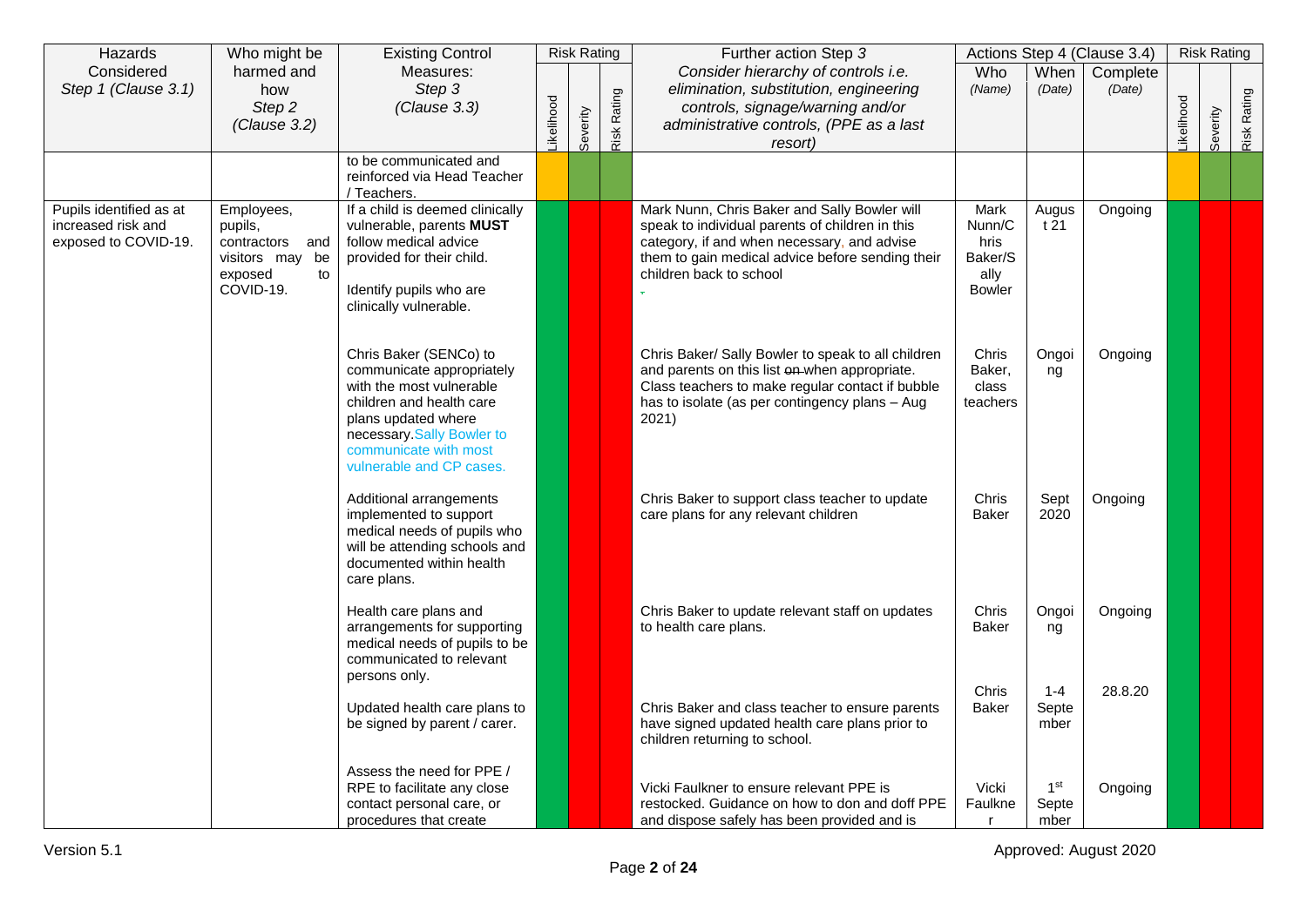| Hazards Considered *Step 1 (Clause 3.1)* | Who might be harmed and how *Step 2 (Clause 3.2)* | Existing Control Measures: *Step 3 (Clause 3.3)* | Risk Rating | | | Further action Step *3* *Consider hierarchy of controls i.e. elimination, substitution, engineering controls, signage/warning and/or administrative controls, (PPE as a last resort)* | Actions Step 4 (Clause 3.4) | | | Risk Rating | | |
|---|---|---|---|---|---|---|---|---|---|---|---|---|
| | | | Likelihood | Severity | Risk Rating | | Who *(Name)* | When *(Date)* | Complete *(Date)* | Likelihood | Severity | Risk Rating |
| | | to be communicated and reinforced via Head Teacher / Teachers. | | | | | | | | | | |
| Pupils identified as at increased risk and exposed to COVID-19. | Employees, pupils, contractors and visitors may be exposed to COVID-19. | If a child is deemed clinically vulnerable, parents **MUST** follow medical advice provided for their child.<br><br>Identify pupils who are clinically vulnerable. | | | | Mark Nunn, Chris Baker and Sally Bowler will speak to individual parents of children in this category, if and when necessary, and advise them to gain medical advice before sending their children back to school | Mark Nunn/Chris Baker/Sally Bowler | August 21 | Ongoing | | | |
| | | Chris Baker (SENCo) to communicate appropriately with the most vulnerable children and health care plans updated where necessary. Sally Bowler to communicate with most vulnerable and CP cases. | | | | Chris Baker/ Sally Bowler to speak to all children and parents on this list ~~on~~ when appropriate. Class teachers to make regular contact if bubble has to isolate (as per contingency plans – Aug 2021) | Chris Baker, class teachers | Ongoing | Ongoing | | | |
| | | Additional arrangements implemented to support medical needs of pupils who will be attending schools and documented within health care plans. | | | | Chris Baker to support class teacher to update care plans for any relevant children | Chris Baker | Sept 2020 | Ongoing | | | |
| | | Health care plans and arrangements for supporting medical needs of pupils to be communicated to relevant persons only. | | | | Chris Baker to update relevant staff on updates to health care plans. | Chris Baker | Ongoing | Ongoing | | | |
| | | Updated health care plans to be signed by parent / carer. | | | | Chris Baker and class teacher to ensure parents have signed updated health care plans prior to children returning to school. | Chris Baker | 1-4 September | 28.8.20 | | | |
| | | Assess the need for PPE / RPE to facilitate any close contact personal care, or procedures that create | | | | Vicki Faulkner to ensure relevant PPE is restocked. Guidance on how to don and doff PPE and dispose safely has been provided and is | Vicki Faulkner | 1st September | Ongoing | | | |

Version 5.1

Approved: August 2020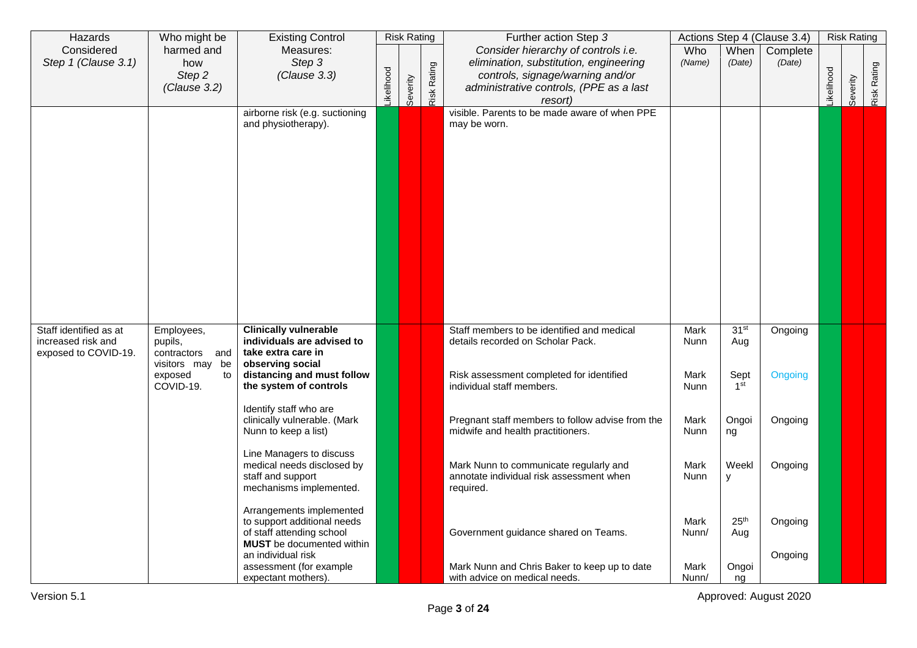| Hazards Considered *Step 1 (Clause 3.1)* | Who might be harmed and how *Step 2 (Clause 3.2)* | Existing Control Measures: *Step 3 (Clause 3.3)* | Risk Rating | | | Further action Step *3* *Consider hierarchy of controls i.e. elimination, substitution, engineering controls, signage/warning and/or administrative controls, (PPE as a last resort)* | Actions Step 4 (Clause 3.4) | | | Risk Rating | | |
|---|---|---|---|---|---|---|---|---|---|---|---|---|
| | | | Likelihood | Severity | Risk Rating | | Who *(Name)* | When *(Date)* | Complete *(Date)* | Likelihood | Severity | Risk Rating |
| | | airborne risk (e.g. suctioning and physiotherapy). | | | | visible. Parents to be made aware of when PPE may be worn. | | | | | | |
| Staff identified as at increased risk and exposed to COVID-19. | Employees, pupils, contractors and visitors may be exposed to COVID-19. | **Clinically vulnerable individuals are advised to take extra care in observing social distancing and must follow the system of controls**<br><br>Identify staff who are clinically vulnerable. (Mark Nunn to keep a list)<br><br>Line Managers to discuss medical needs disclosed by staff and support mechanisms implemented.<br><br>Arrangements implemented to support additional needs of staff attending school **MUST** be documented within an individual risk assessment (for example expectant mothers). | | | | Staff members to be identified and medical details recorded on Scholar Pack.<br><br>Risk assessment completed for identified individual staff members.<br><br>Pregnant staff members to follow advise from the midwife and health practitioners.<br><br>Mark Nunn to communicate regularly and annotate individual risk assessment when required.<br><br>Government guidance shared on Teams.<br><br>Mark Nunn and Chris Baker to keep up to date with advice on medical needs. | Mark Nunn<br><br>Mark Nunn<br><br>Mark Nunn<br><br>Mark Nunn<br><br>Mark Nunn/<br><br>Mark Nunn/ | 31st Aug<br><br>Sept 1st<br><br>Ongoing<br><br>Weekly<br><br>25th Aug<br><br>Ongoing | Ongoing<br><br>Ongoing<br><br>Ongoing<br><br>Ongoing<br><br>Ongoing<br><br>Ongoing | | | |

Version 5.1

Approved: August 2020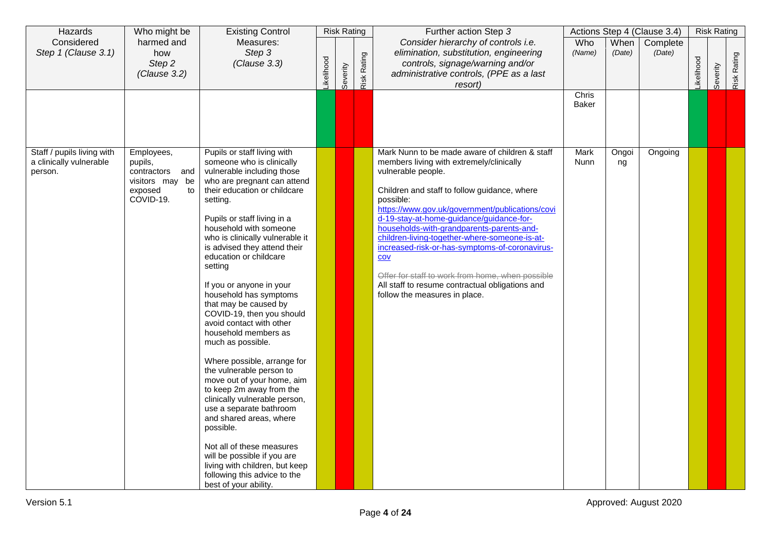| Hazards Considered *Step 1 (Clause 3.1)* | Who might be harmed and how *Step 2 (Clause 3.2)* | Existing Control Measures: *Step 3 (Clause 3.3)* | Risk Rating | | | Further action Step 3 *Consider hierarchy of controls i.e. elimination, substitution, engineering controls, signage/warning and/or administrative controls, (PPE as a last resort)* | Actions Step 4 (Clause 3.4) | | | Risk Rating | | |
|---|---|---|---|---|---|---|---|---|---|---|---|---|
| | | | Likelihood | Severity | Risk Rating | | Who *(Name)* | When *(Date)* | Complete *(Date)* | Likelihood | Severity | Risk Rating |
| | | | | | | | Chris Baker | | | | | |
| Staff / pupils living with a clinically vulnerable person. | Employees, pupils, contractors and visitors may be exposed to COVID-19. | Pupils or staff living with someone who is clinically vulnerable including those who are pregnant can attend their education or childcare setting.<br><br>Pupils or staff living in a household with someone who is clinically vulnerable it is advised they attend their education or childcare setting<br><br>If you or anyone in your household has symptoms that may be caused by COVID-19, then you should avoid contact with other household members as much as possible.<br><br>Where possible, arrange for the vulnerable person to move out of your home, aim to keep 2m away from the clinically vulnerable person, use a separate bathroom and shared areas, where possible.<br><br>Not all of these measures will be possible if you are living with children, but keep following this advice to the best of your ability. | | | | Mark Nunn to be made aware of children & staff members living with extremely/clinically vulnerable people.<br><br>Children and staff to follow guidance, where possible: https://www.gov.uk/government/publications/covid-19-stay-at-home-guidance/guidance-for-households-with-grandparents-parents-and-children-living-together-where-someone-is-at-increased-risk-or-has-symptoms-of-coronavirus-cov<br><br>~~Offer for staff to work from home, when possible~~<br>All staff to resume contractual obligations and follow the measures in place. | Mark Nunn | Ongoing | Ongoing | | | |

Version 5.1

Approved: August 2020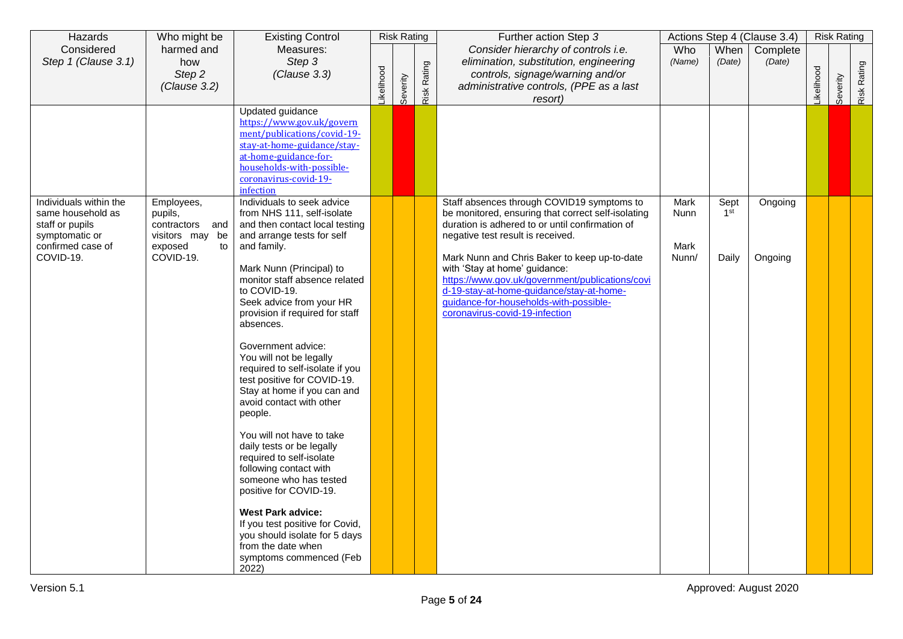| Hazards Considered *Step 1 (Clause 3.1)* | Who might be harmed and how *Step 2 (Clause 3.2)* | Existing Control Measures: *Step 3 (Clause 3.3)* | Risk Rating | | | Further action Step *3* *Consider hierarchy of controls i.e. elimination, substitution, engineering controls, signage/warning and/or administrative controls, (PPE as a last resort)* | Actions Step 4 (Clause 3.4) | | | Risk Rating | | |
|---|---|---|---|---|---|---|---|---|---|---|---|---|
| | | | Likelihood | Severity | Risk Rating | | Who *(Name)* | When *(Date)* | Complete *(Date)* | Likelihood | Severity | Risk Rating |
| | | Updated guidance https://www.gov.uk/government/publications/covid-19-stay-at-home-guidance/stay-at-home-guidance-for-households-with-possible-coronavirus-covid-19-infection | | | | | | | | | | |
| Individuals within the same household as staff or pupils symptomatic or confirmed case of COVID-19. | Employees, pupils, contractors and visitors may be exposed to COVID-19. | Individuals to seek advice from NHS 111, self-isolate and then contact local testing and arrange tests for self and family.<br><br>Mark Nunn (Principal) to monitor staff absence related to COVID-19.<br>Seek advice from your HR provision if required for staff absences.<br><br>Government advice:<br>You will not be legally required to self-isolate if you test positive for COVID-19. Stay at home if you can and avoid contact with other people.<br><br>You will not have to take daily tests or be legally required to self-isolate following contact with someone who has tested positive for COVID-19.<br><br>**West Park advice:**<br>If you test positive for Covid, you should isolate for 5 days from the date when symptoms commenced (Feb 2022) | | | | Staff absences through COVID19 symptoms to be monitored, ensuring that correct self-isolating duration is adhered to or until confirmation of negative test result is received.<br><br>Mark Nunn and Chris Baker to keep up-to-date with 'Stay at home' guidance: https://www.gov.uk/government/publications/covid-19-stay-at-home-guidance/stay-at-home-guidance-for-households-with-possible-coronavirus-covid-19-infection | Mark Nunn<br><br>Mark Nunn/ | Sept 1st<br><br>Daily | Ongoing<br><br>Ongoing | | | |

Version 5.1 | Approved: August 2020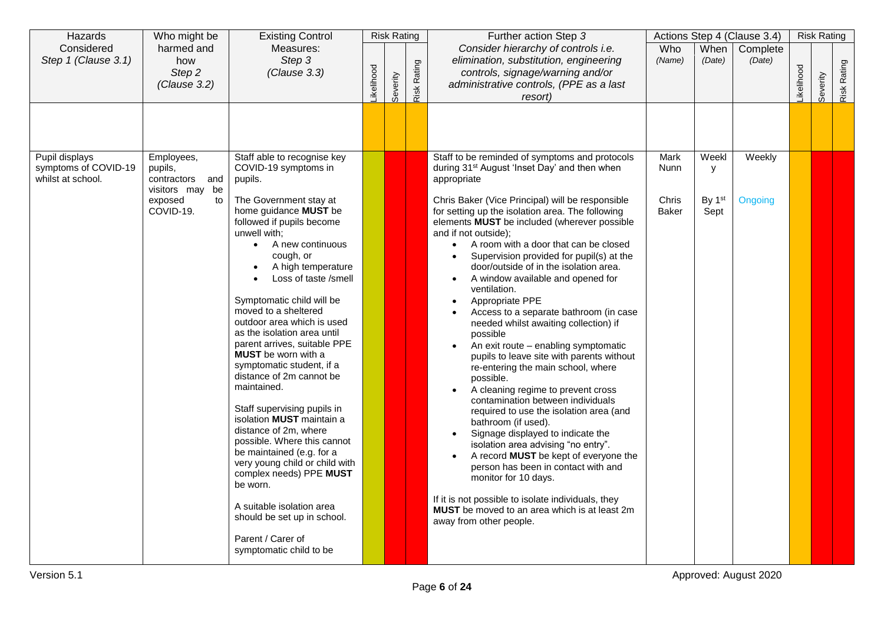| Hazards Considered *Step 1 (Clause 3.1)* | Who might be harmed and how *Step 2 (Clause 3.2)* | Existing Control Measures: *Step 3 (Clause 3.3)* | Risk Rating | | | Further action Step *3* *Consider hierarchy of controls i.e. elimination, substitution, engineering controls, signage/warning and/or administrative controls, (PPE as a last resort)* | Actions Step 4 (Clause 3.4) | | | Risk Rating | | |
|---|---|---|---|---|---|---|---|---|---|---|---|---|
| | | | Likelihood | Severity | Risk Rating | | Who *(Name)* | When *(Date)* | Complete *(Date)* | Likelihood | Severity | Risk Rating |
| | | | | | | | | | | | | |
| Pupil displays symptoms of COVID-19 whilst at school. | Employees, pupils, contractors and visitors may be exposed to COVID-19. | Staff able to recognise key COVID-19 symptoms in pupils.<br><br>The Government stay at home guidance **MUST** be followed if pupils become unwell with;<br>• A new continuous cough, or<br>• A high temperature<br>• Loss of taste /smell<br><br>Symptomatic child will be moved to a sheltered outdoor area which is used as the isolation area until parent arrives, suitable PPE **MUST** be worn with a symptomatic student, if a distance of 2m cannot be maintained.<br><br>Staff supervising pupils in isolation **MUST** maintain a distance of 2m, where possible. Where this cannot be maintained (e.g. for a very young child or child with complex needs) PPE **MUST** be worn.<br><br>A suitable isolation area should be set up in school.<br><br>Parent / Carer of symptomatic child to be | | | | Staff to be reminded of symptoms and protocols during 31st August 'Inset Day' and then when appropriate<br><br>Chris Baker (Vice Principal) will be responsible for setting up the isolation area. The following elements **MUST** be included (wherever possible and if not outside);<br>• A room with a door that can be closed<br>• Supervision provided for pupil(s) at the door/outside of in the isolation area.<br>• A window available and opened for ventilation.<br>• Appropriate PPE<br>• Access to a separate bathroom (in case needed whilst awaiting collection) if possible<br>• An exit route – enabling symptomatic pupils to leave site with parents without re-entering the main school, where possible.<br>• A cleaning regime to prevent cross contamination between individuals required to use the isolation area (and bathroom (if used).<br>• Signage displayed to indicate the isolation area advising "no entry".<br>• A record **MUST** be kept of everyone the person has been in contact with and monitor for 10 days.<br><br>If it is not possible to isolate individuals, they **MUST** be moved to an area which is at least 2m away from other people. | Mark Nunn<br><br>Chris Baker | Weekly<br><br>By 1st Sept | Weekly<br><br>Ongoing | | | |

Version 5.1 Approved: August 2020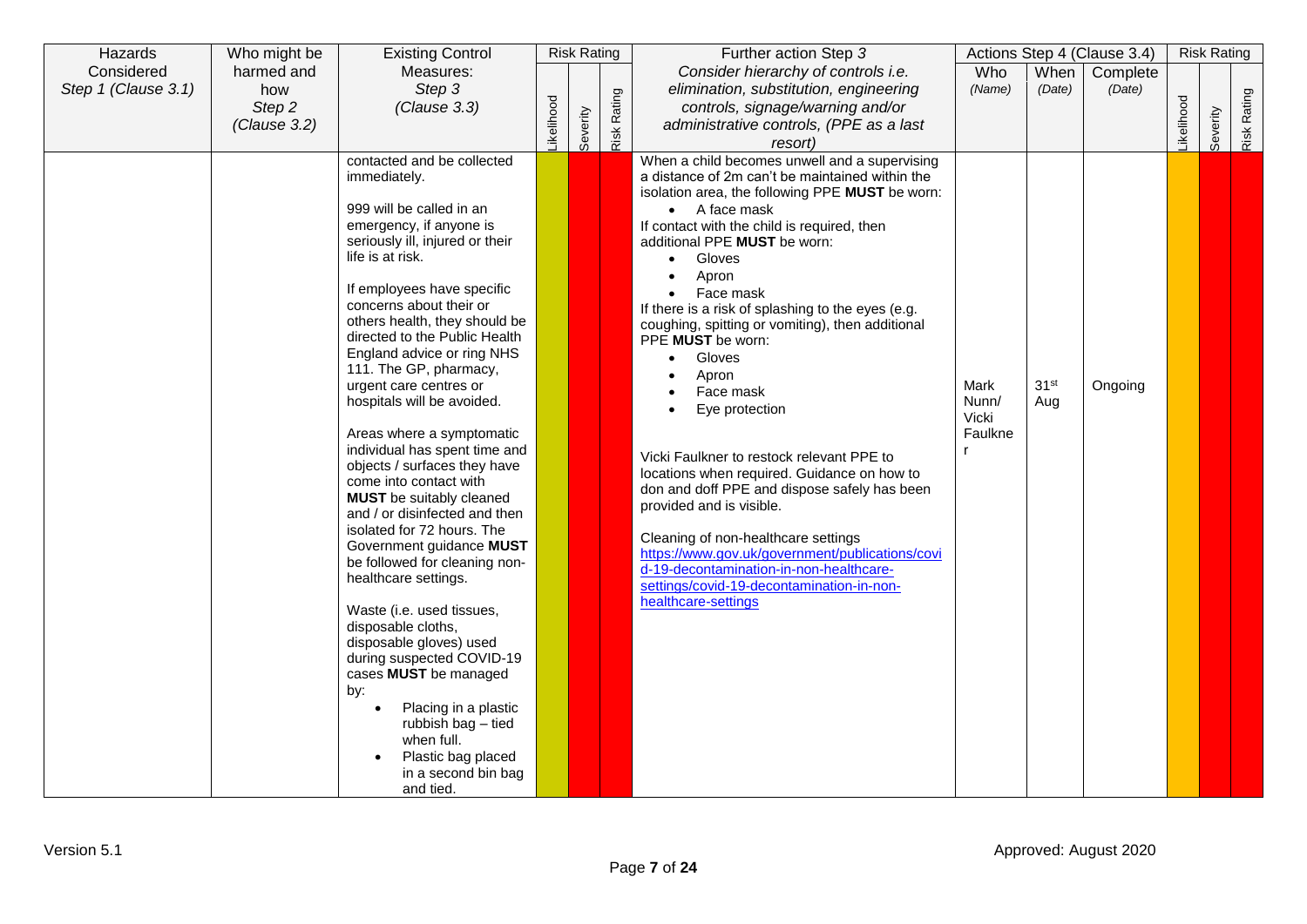| Hazards Considered *Step 1 (Clause 3.1)* | Who might be harmed and how *Step 2 (Clause 3.2)* | Existing Control Measures: *Step 3 (Clause 3.3)* | Risk Rating | | | Further action Step *3* *Consider hierarchy of controls i.e. elimination, substitution, engineering controls, signage/warning and/or administrative controls, (PPE as a last resort)* | Actions Step 4 (Clause 3.4) | | | Risk Rating | | |
|---|---|---|---|---|---|---|---|---|---|---|---|---|
| | | | Likelihood | Severity | Risk Rating | | Who *(Name)* | When *(Date)* | Complete *(Date)* | Likelihood | Severity | Risk Rating |
| | | contacted and be collected immediately.<br><br>999 will be called in an emergency, if anyone is seriously ill, injured or their life is at risk.<br><br>If employees have specific concerns about their or others health, they should be directed to the Public Health England advice or ring NHS 111. The GP, pharmacy, urgent care centres or hospitals will be avoided.<br><br>Areas where a symptomatic individual has spent time and objects / surfaces they have come into contact with **MUST** be suitably cleaned and / or disinfected and then isolated for 72 hours. The Government guidance **MUST** be followed for cleaning non-healthcare settings.<br><br>Waste (i.e. used tissues, disposable cloths, disposable gloves) used during suspected COVID-19 cases **MUST** be managed by:<br>• Placing in a plastic rubbish bag – tied when full.<br>• Plastic bag placed in a second bin bag and tied. | | | | When a child becomes unwell and a supervising a distance of 2m can't be maintained within the isolation area, the following PPE **MUST** be worn:<br>• A face mask<br>If contact with the child is required, then additional PPE **MUST** be worn:<br>• Gloves<br>• Apron<br>• Face mask<br>If there is a risk of splashing to the eyes (e.g. coughing, spitting or vomiting), then additional PPE **MUST** be worn:<br>• Gloves<br>• Apron<br>• Face mask<br>• Eye protection<br><br>Vicki Faulkner to restock relevant PPE to locations when required. Guidance on how to don and doff PPE and dispose safely has been provided and is visible.<br><br>Cleaning of non-healthcare settings<br>https://www.gov.uk/government/publications/covid-19-decontamination-in-non-healthcare-settings/covid-19-decontamination-in-non-healthcare-settings | Mark Nunn/ Vicki Faulkner | 31st Aug | Ongoing | | | |

Version 5.1

Approved: August 2020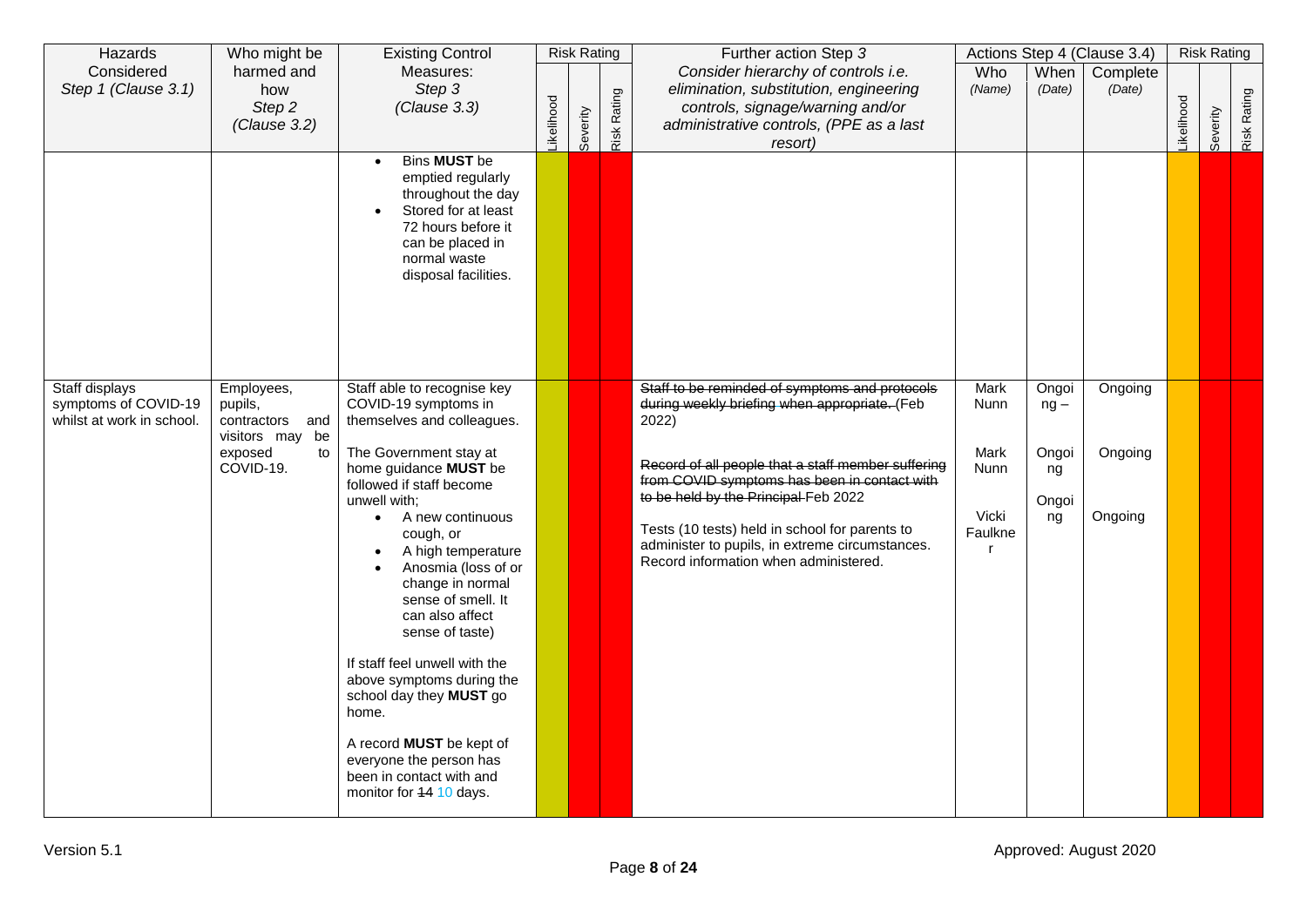| Hazards Considered *Step 1 (Clause 3.1)* | Who might be harmed and how *Step 2 (Clause 3.2)* | Existing Control Measures: *Step 3 (Clause 3.3)* | Risk Rating | | | Further action Step 3 *Consider hierarchy of controls i.e. elimination, substitution, engineering controls, signage/warning and/or administrative controls, (PPE as a last resort)* | Actions Step 4 (Clause 3.4) | | | Risk Rating | | |
|---|---|---|---|---|---|---|---|---|---|---|---|---|
| | | | Likelihood | Severity | Risk Rating | | Who *(Name)* | When *(Date)* | Complete *(Date)* | Likelihood | Severity | Risk Rating |
| | | • Bins **MUST** be emptied regularly throughout the day<br>• Stored for at least 72 hours before it can be placed in normal waste disposal facilities. | | | | | | | | | | |
| Staff displays symptoms of COVID-19 whilst at work in school. | Employees, pupils, contractors and visitors may be exposed to COVID-19. | Staff able to recognise key COVID-19 symptoms in themselves and colleagues.<br><br>The Government stay at home guidance **MUST** be followed if staff become unwell with;<br>• A new continuous cough, or<br>• A high temperature<br>• Anosmia (loss of or change in normal sense of smell. It can also affect sense of taste)<br><br>If staff feel unwell with the above symptoms during the school day they **MUST** go home.<br><br>A record **MUST** be kept of everyone the person has been in contact with and monitor for ~~14~~ 10 days. | | | | ~~Staff to be reminded of symptoms and protocols during weekly briefing when appropriate. (~~Feb 2022)<br><br>~~Record of all people that a staff member suffering from COVID symptoms has been in contact with to be held by the Principal~~ Feb 2022<br><br>Tests (10 tests) held in school for parents to administer to pupils, in extreme circumstances. Record information when administered. | Mark Nunn<br><br>Mark Nunn<br><br>Vicki Faulkner | Ongoing –<br><br>Ongoing<br><br>Ongoing | Ongoing<br><br>Ongoing<br><br>Ongoing | | | |

Version 5.1

Approved: August 2020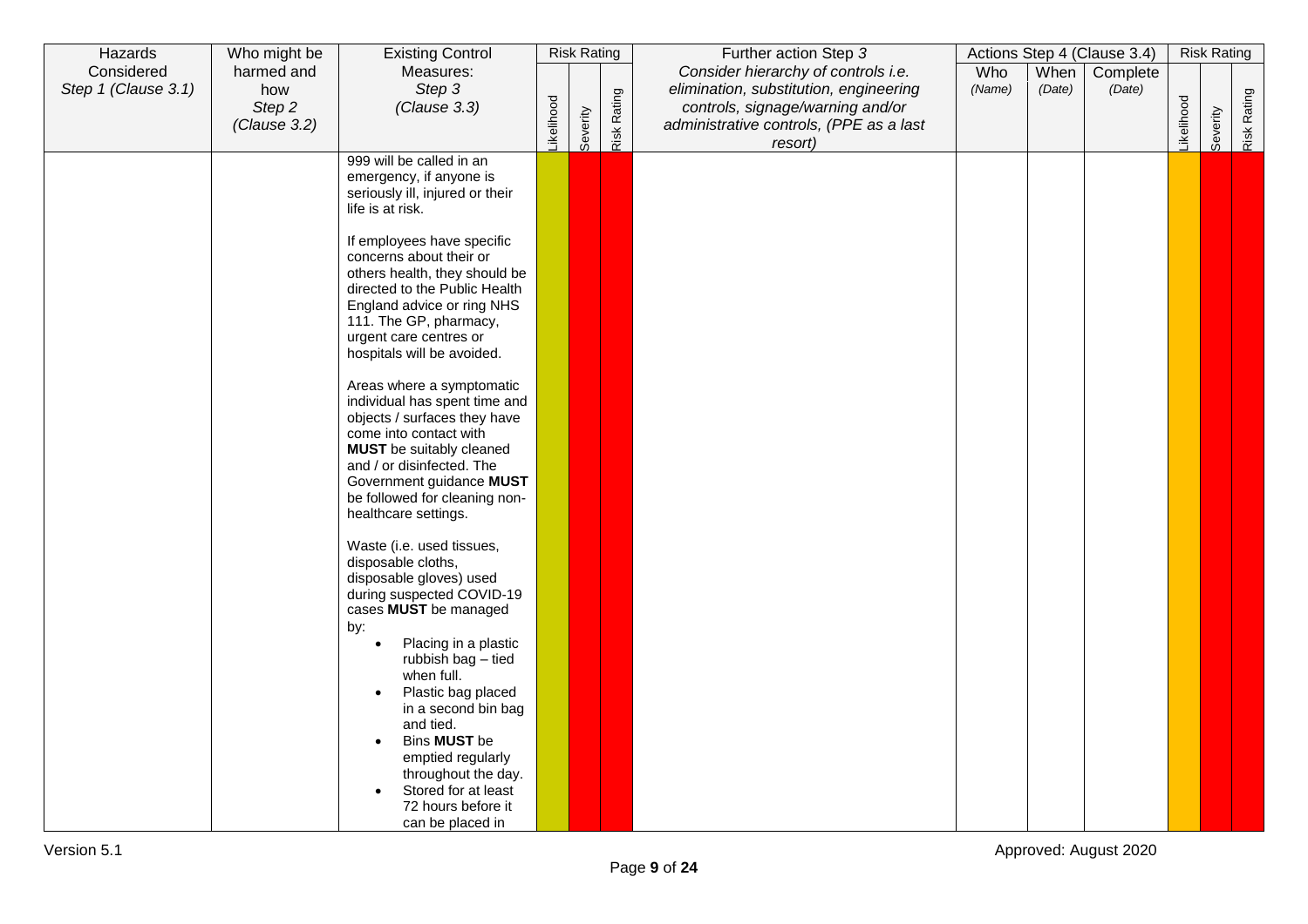| Hazards Considered *Step 1 (Clause 3.1)* | Who might be harmed and how *Step 2 (Clause 3.2)* | Existing Control Measures: *Step 3 (Clause 3.3)* | Risk Rating | | | Further action Step *3* *Consider hierarchy of controls i.e. elimination, substitution, engineering controls, signage/warning and/or administrative controls, (PPE as a last resort)* | Actions Step 4 (Clause 3.4) | | | Risk Rating | | |
|---|---|---|---|---|---|---|---|---|---|---|---|---|
| | | | Likelihood | Severity | Risk Rating | | Who *(Name)* | When *(Date)* | Complete *(Date)* | Likelihood | Severity | Risk Rating |
| | | 999 will be called in an emergency, if anyone is seriously ill, injured or their life is at risk.<br><br>If employees have specific concerns about their or others health, they should be directed to the Public Health England advice or ring NHS 111. The GP, pharmacy, urgent care centres or hospitals will be avoided.<br><br>Areas where a symptomatic individual has spent time and objects / surfaces they have come into contact with **MUST** be suitably cleaned and / or disinfected. The Government guidance **MUST** be followed for cleaning non-healthcare settings.<br><br>Waste (i.e. used tissues, disposable cloths, disposable gloves) used during suspected COVID-19 cases **MUST** be managed by:<br>• Placing in a plastic rubbish bag – tied when full.<br>• Plastic bag placed in a second bin bag and tied.<br>• Bins **MUST** be emptied regularly throughout the day.<br>• Stored for at least 72 hours before it can be placed in | | | | | | | | | | |

Version 5.1 Approved: August 2020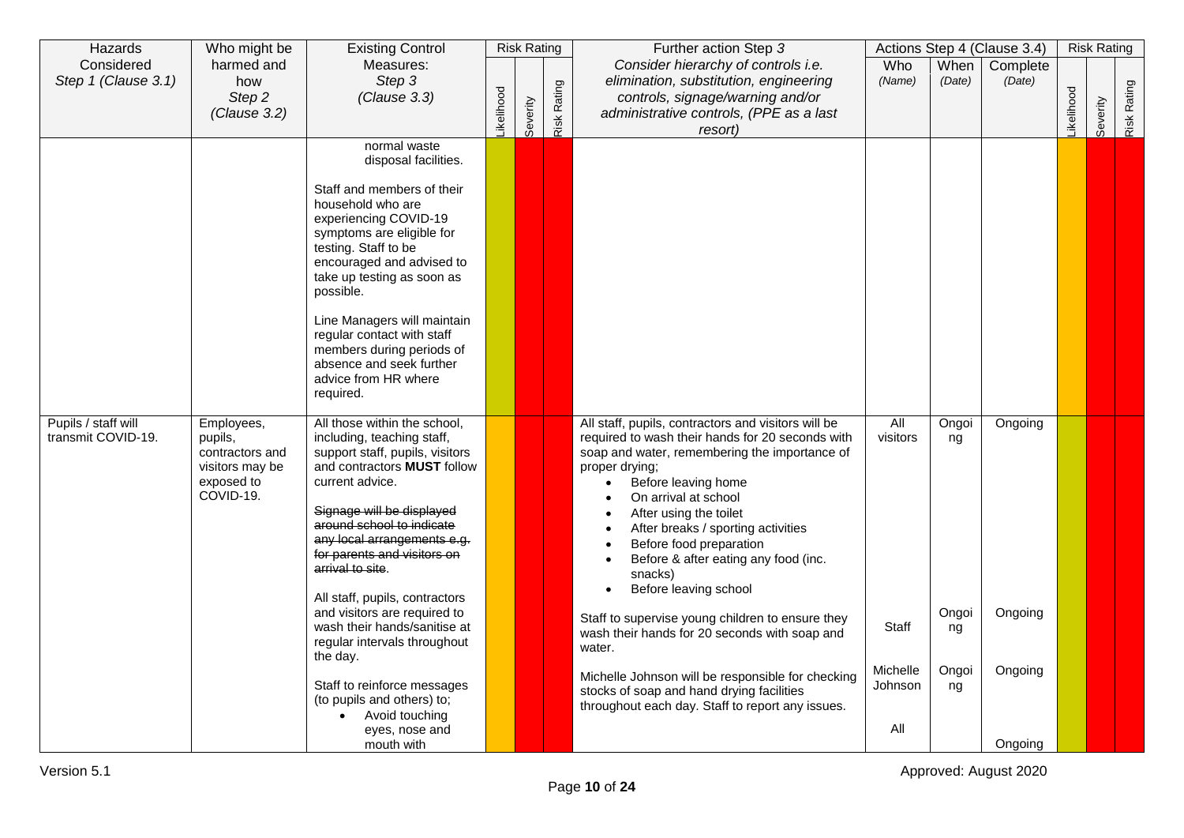| Hazards Considered *Step 1 (Clause 3.1)* | Who might be harmed and how *Step 2 (Clause 3.2)* | Existing Control Measures: *Step 3 (Clause 3.3)* | Risk Rating | | | Further action Step *3* *Consider hierarchy of controls i.e. elimination, substitution, engineering controls, signage/warning and/or administrative controls, (PPE as a last resort)* | Actions Step 4 (Clause 3.4) | | | Risk Rating | | |
|---|---|---|---|---|---|---|---|---|---|---|---|---|
| | | | Likelihood | Severity | Risk Rating | | Who *(Name)* | When *(Date)* | Complete *(Date)* | Likelihood | Severity | Risk Rating |
| | | normal waste disposal facilities.<br><br>Staff and members of their household who are experiencing COVID-19 symptoms are eligible for testing. Staff to be encouraged and advised to take up testing as soon as possible.<br><br>Line Managers will maintain regular contact with staff members during periods of absence and seek further advice from HR where required. | | | | | | | | | | |
| Pupils / staff will transmit COVID-19. | Employees, pupils, contractors and visitors may be exposed to COVID-19. | All those within the school, including, teaching staff, support staff, pupils, visitors and contractors **MUST** follow current advice.<br><br>~~Signage will be displayed around school to indicate any local arrangements e.g. for parents and visitors on arrival to site~~.<br><br>All staff, pupils, contractors and visitors are required to wash their hands/sanitise at regular intervals throughout the day.<br><br>Staff to reinforce messages (to pupils and others) to;<br>• Avoid touching eyes, nose and mouth with | | | | All staff, pupils, contractors and visitors will be required to wash their hands for 20 seconds with soap and water, remembering the importance of proper drying;<br>• Before leaving home<br>• On arrival at school<br>• After using the toilet<br>• After breaks / sporting activities<br>• Before food preparation<br>• Before & after eating any food (inc. snacks)<br>• Before leaving school<br><br>Staff to supervise young children to ensure they wash their hands for 20 seconds with soap and water.<br><br>Michelle Johnson will be responsible for checking stocks of soap and hand drying facilities throughout each day. Staff to report any issues. | All visitors<br><br>Staff<br><br>Michelle Johnson<br><br>All | Ongoing<br><br>Ongoing<br><br>Ongoing | Ongoing<br><br>Ongoing<br><br>Ongoing<br><br>Ongoing | | | |

Version 5.1 Approved: August 2020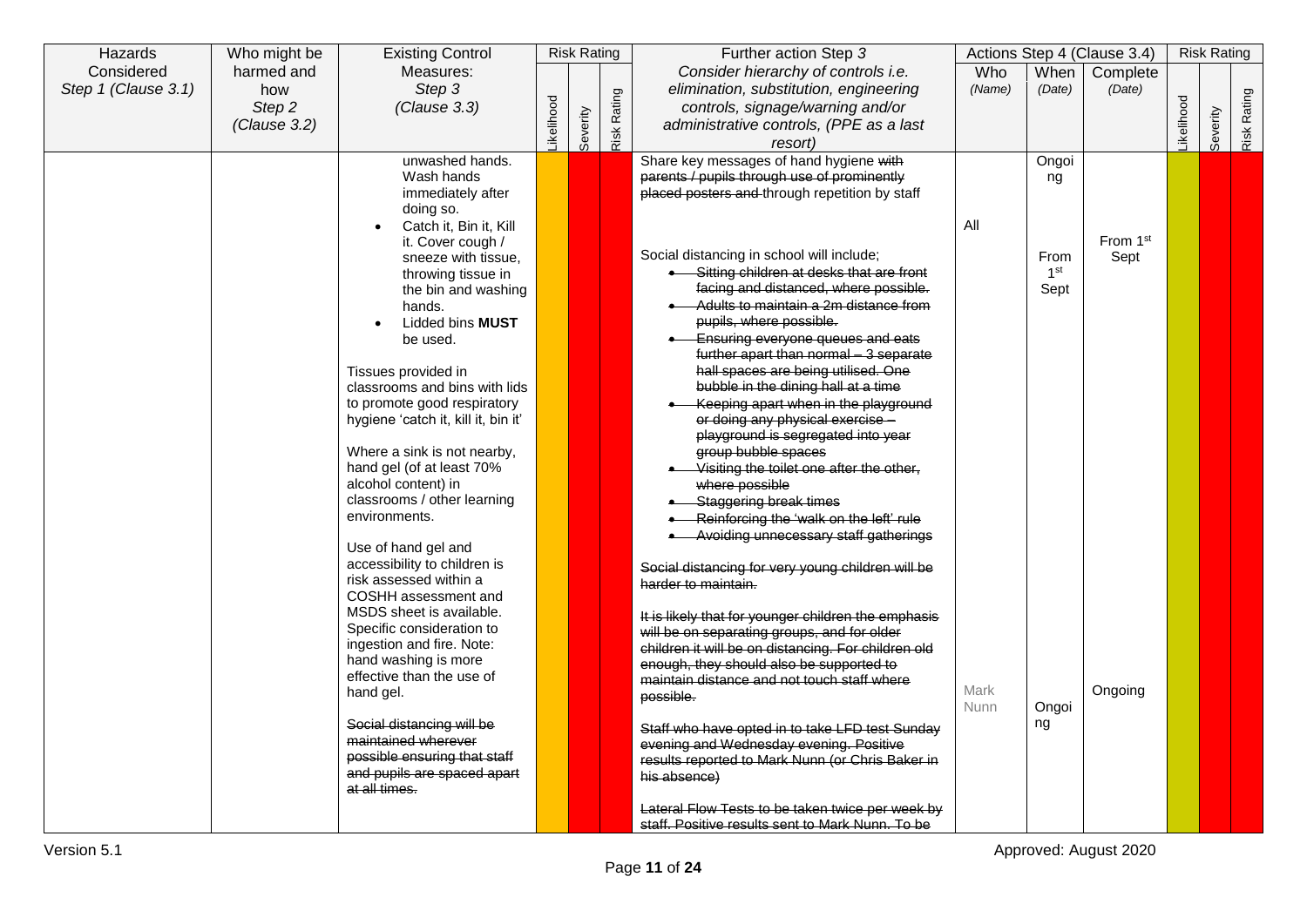| Hazards Considered *Step 1 (Clause 3.1)* | Who might be harmed and how *Step 2 (Clause 3.2)* | Existing Control Measures: *Step 3 (Clause 3.3)* | Risk Rating | | | Further action Step *3* *Consider hierarchy of controls i.e. elimination, substitution, engineering controls, signage/warning and/or administrative controls, (PPE as a last resort)* | Actions Step 4 (Clause 3.4) | | | Risk Rating | | |
|---|---|---|---|---|---|---|---|---|---|---|---|---|
| | | | Likelihood | Severity | Risk Rating | | Who *(Name)* | When *(Date)* | Complete *(Date)* | Likelihood | Severity | Risk Rating |
| | | unwashed hands. Wash hands immediately after doing so.<br>• Catch it, Bin it, Kill it. Cover cough / sneeze with tissue, throwing tissue in the bin and washing hands.<br>• Lidded bins **MUST** be used.<br><br>Tissues provided in classrooms and bins with lids to promote good respiratory hygiene 'catch it, kill it, bin it'<br><br>Where a sink is not nearby, hand gel (of at least 70% alcohol content) in classrooms / other learning environments.<br><br>Use of hand gel and accessibility to children is risk assessed within a COSHH assessment and MSDS sheet is available. Specific consideration to ingestion and fire. Note: hand washing is more effective than the use of hand gel.<br><br>~~Social distancing will be maintained wherever possible ensuring that staff and pupils are spaced apart at all times.~~ | | | | Share key messages of hand hygiene ~~with parents / pupils through use of prominently placed posters and~~ through repetition by staff<br><br>Social distancing in school will include;<br>• ~~Sitting children at desks that are front facing and distanced, where possible.~~<br>• ~~Adults to maintain a 2m distance from pupils, where possible.~~<br>• ~~Ensuring everyone queues and eats further apart than normal – 3 separate hall spaces are being utilised. One bubble in the dining hall at a time~~<br>• ~~Keeping apart when in the playground or doing any physical exercise – playground is segregated into year group bubble spaces~~<br>• ~~Visiting the toilet one after the other, where possible~~<br>• ~~Staggering break times~~<br>• ~~Reinforcing the 'walk on the left' rule~~<br>• ~~Avoiding unnecessary staff gatherings~~<br><br>~~Social distancing for very young children will be harder to maintain.~~<br><br>~~It is likely that for younger children the emphasis will be on separating groups, and for older children it will be on distancing. For children old enough, they should also be supported to maintain distance and not touch staff where possible.~~<br><br>~~Staff who have opted in to take LFD test Sunday evening and Wednesday evening. Positive results reported to Mark Nunn (or Chris Baker in his absence)~~<br><br>~~Lateral Flow Tests to be taken twice per week by staff. Positive results sent to Mark Nunn. To be~~ | All<br><br>Mark Nunn | Ongoing<br><br>From 1st Sept<br><br>Ongoing | From 1st Sept<br><br>Ongoing | | | |

Version 5.1

Approved: August 2020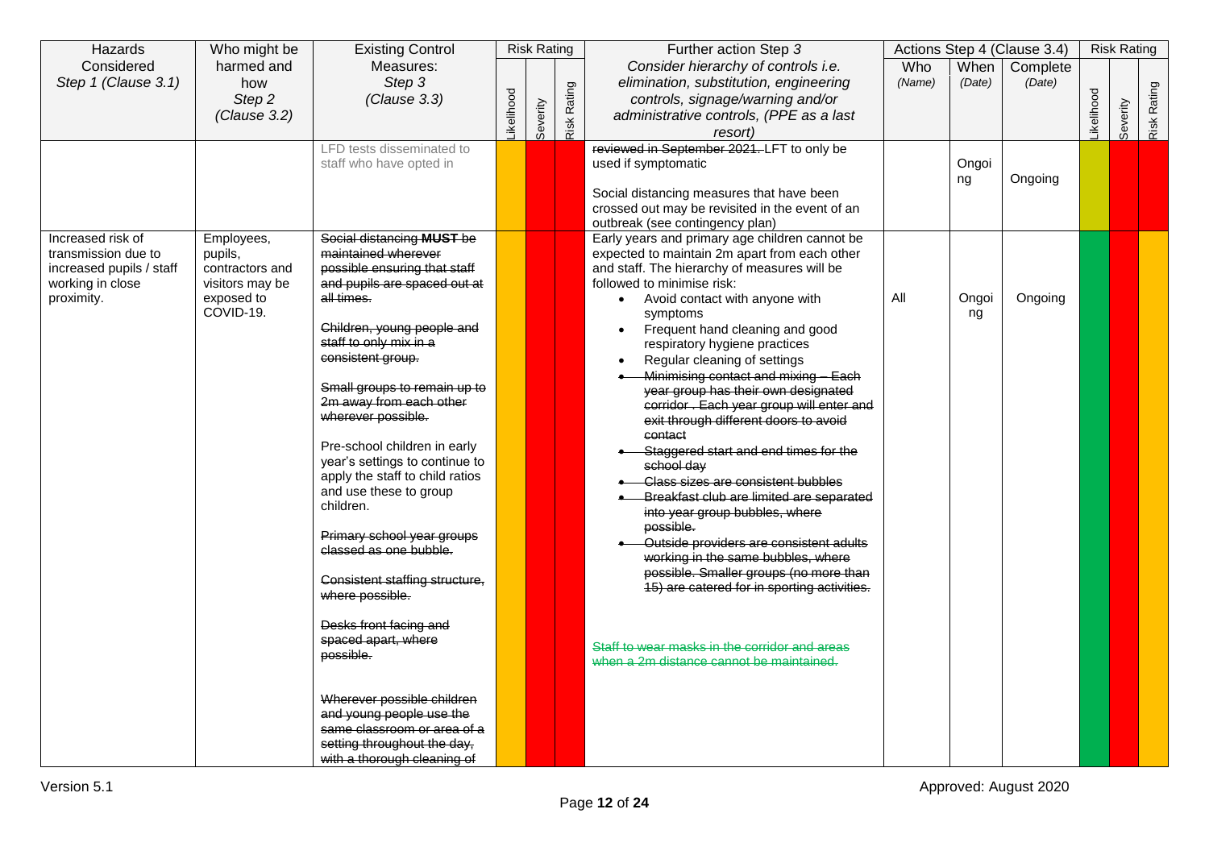| Hazards Considered *Step 1 (Clause 3.1)* | Who might be harmed and how *Step 2 (Clause 3.2)* | Existing Control Measures: *Step 3 (Clause 3.3)* | Risk Rating | | | Further action Step 3 *Consider hierarchy of controls i.e. elimination, substitution, engineering controls, signage/warning and/or administrative controls, (PPE as a last resort)* | Actions Step 4 (Clause 3.4) | | | Risk Rating | | |
|---|---|---|---|---|---|---|---|---|---|---|---|---|
| | | | Likelihood | Severity | Risk Rating | | Who *(Name)* | When *(Date)* | Complete *(Date)* | Likelihood | Severity | Risk Rating |
| | | LFD tests disseminated to staff who have opted in | | | | ~~reviewed in September 2021.~~ LFT to only be used if symptomatic<br><br>Social distancing measures that have been crossed out may be revisited in the event of an outbreak (see contingency plan) | | Ongoing | Ongoing | | | |
| Increased risk of transmission due to increased pupils / staff working in close proximity. | Employees, pupils, contractors and visitors may be exposed to COVID-19. | ~~Social distancing **MUST** be maintained wherever possible ensuring that staff and pupils are spaced out at all times.~~<br><br>~~Children, young people and staff to only mix in a consistent group.~~<br><br>~~Small groups to remain up to 2m away from each other wherever possible.~~<br><br>Pre-school children in early year's settings to continue to apply the staff to child ratios and use these to group children.<br><br>~~Primary school year groups classed as one bubble.~~<br><br>~~Consistent staffing structure, where possible.~~<br><br>~~Desks front facing and spaced apart, where possible.~~<br><br>~~Wherever possible children and young people use the same classroom or area of a setting throughout the day, with a thorough cleaning of~~ | | | | Early years and primary age children cannot be expected to maintain 2m apart from each other and staff. The hierarchy of measures will be followed to minimise risk:<br>• Avoid contact with anyone with symptoms<br>• Frequent hand cleaning and good respiratory hygiene practices<br>• Regular cleaning of settings<br>• ~~Minimising contact and mixing – Each year group has their own designated corridor . Each year group will enter and exit through different doors to avoid contact~~<br>• ~~Staggered start and end times for the school day~~<br>• ~~Class sizes are consistent bubbles~~<br>• ~~Breakfast club are limited are separated into year group bubbles, where possible.~~<br>• ~~Outside providers are consistent adults working in the same bubbles, where possible. Smaller groups (no more than 15) are catered for in sporting activities.~~<br><br>~~Staff to wear masks in the corridor and areas when a 2m distance cannot be maintained.~~ | All | Ongoing | Ongoing | | | |

Version 5.1

Approved: August 2020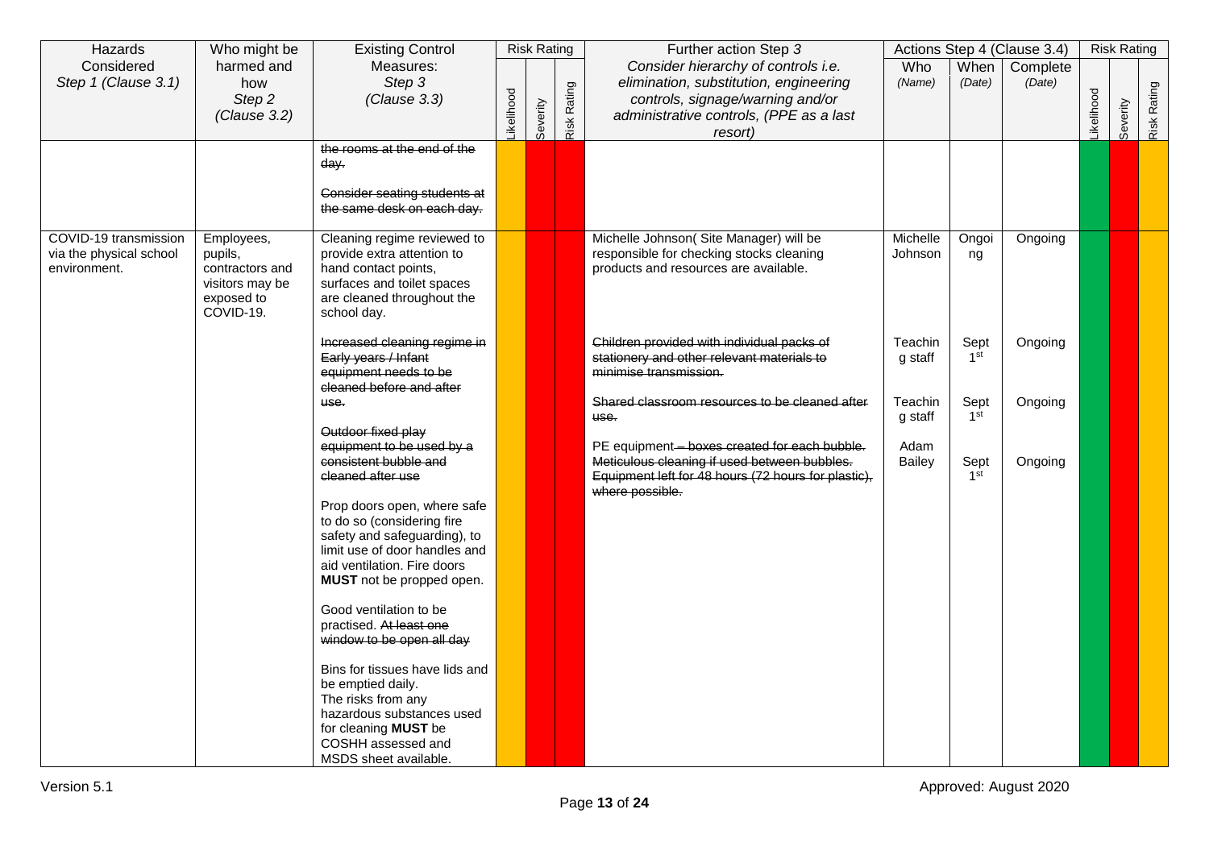| Hazards Considered *Step 1 (Clause 3.1)* | Who might be harmed and how *Step 2 (Clause 3.2)* | Existing Control Measures: *Step 3 (Clause 3.3)* | Risk Rating | | | Further action Step *3* *Consider hierarchy of controls i.e. elimination, substitution, engineering controls, signage/warning and/or administrative controls, (PPE as a last resort)* | Actions Step 4 (Clause 3.4) | | | Risk Rating | | |
|---|---|---|---|---|---|---|---|---|---|---|---|---|
| | | | Likelihood | Severity | Risk Rating | | Who *(Name)* | When *(Date)* | Complete *(Date)* | Likelihood | Severity | Risk Rating |
| | | ~~the rooms at the end of the day.~~<br><br>~~Consider seating students at the same desk on each day.~~ | | | | | | | | | | |
| COVID-19 transmission via the physical school environment. | Employees, pupils, contractors and visitors may be exposed to COVID-19. | Cleaning regime reviewed to provide extra attention to hand contact points, surfaces and toilet spaces are cleaned throughout the school day.<br><br>~~Increased cleaning regime in Early years / Infant equipment needs to be cleaned before and after use.~~<br><br>~~Outdoor fixed play equipment to be used by a consistent bubble and cleaned after use~~<br><br>Prop doors open, where safe to do so (considering fire safety and safeguarding), to limit use of door handles and aid ventilation. Fire doors **MUST** not be propped open.<br><br>Good ventilation to be practised. ~~At least one window to be open all day~~<br><br>Bins for tissues have lids and be emptied daily.<br>The risks from any hazardous substances used for cleaning **MUST** be COSHH assessed and MSDS sheet available. | | | | Michelle Johnson( Site Manager) will be responsible for checking stocks cleaning products and resources are available.<br><br>~~Children provided with individual packs of stationery and other relevant materials to minimise transmission.~~<br><br>~~Shared classroom resources to be cleaned after use.~~<br><br>PE equipment ~~– boxes created for each bubble. Meticulous cleaning if used between bubbles. Equipment left for 48 hours (72 hours for plastic), where possible.~~ | Michelle Johnson<br><br>Teaching staff<br><br>Teaching staff<br><br>Adam Bailey | Ongoing<br><br>Sept 1st<br><br>Sept 1st<br><br>Sept 1st | Ongoing<br><br>Ongoing<br><br>Ongoing<br><br>Ongoing | | | |

Version 5.1

Approved: August 2020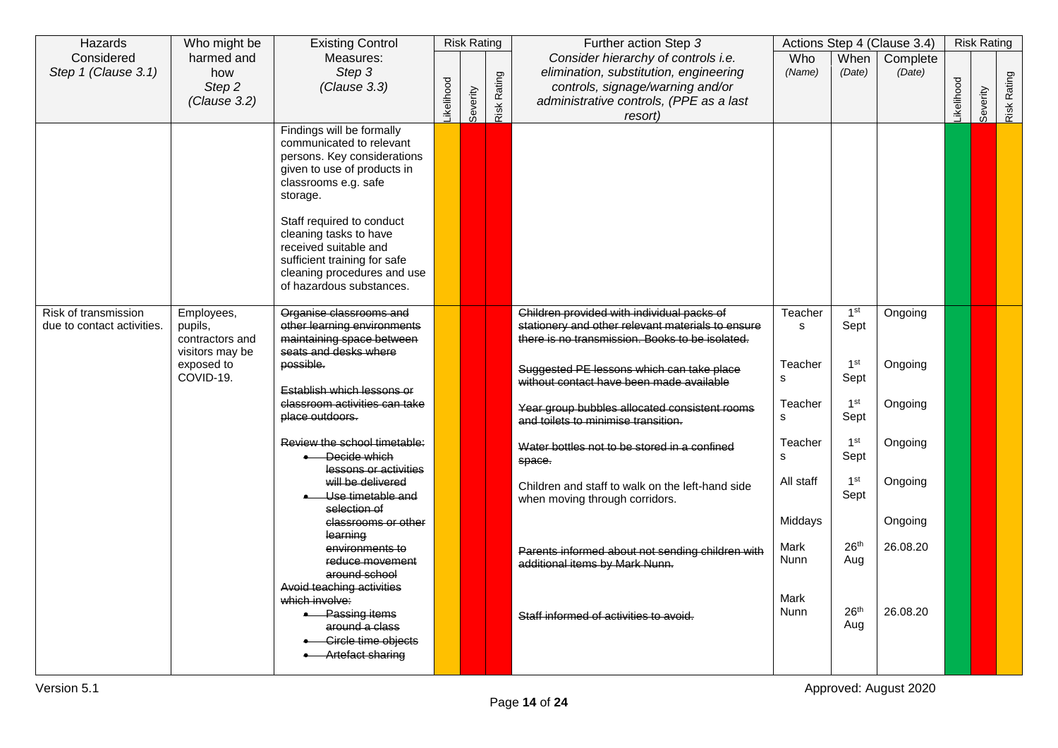| Hazards Considered *Step 1 (Clause 3.1)* | Who might be harmed and how *Step 2 (Clause 3.2)* | Existing Control Measures: *Step 3 (Clause 3.3)* | Risk Rating | | | Further action Step *3* *Consider hierarchy of controls i.e. elimination, substitution, engineering controls, signage/warning and/or administrative controls, (PPE as a last resort)* | Actions Step 4 (Clause 3.4) | | | Risk Rating | | |
|---|---|---|---|---|---|---|---|---|---|---|---|---|
| | | | Likelihood | Severity | Risk Rating | | Who *(Name)* | When *(Date)* | Complete *(Date)* | Likelihood | Severity | Risk Rating |
| | | Findings will be formally communicated to relevant persons. Key considerations given to use of products in classrooms e.g. safe storage.<br><br>Staff required to conduct cleaning tasks to have received suitable and sufficient training for safe cleaning procedures and use of hazardous substances. | | | | | | | | | | |
| Risk of transmission due to contact activities. | Employees, pupils, contractors and visitors may be exposed to COVID-19. | ~~Organise classrooms and other learning environments maintaining space between seats and desks where possible.~~<br><br>~~Establish which lessons or classroom activities can take place outdoors.~~<br><br>~~Review the school timetable:~~<br>• ~~Decide which lessons or activities will be delivered~~<br>• ~~Use timetable and selection of classrooms or other learning environments to reduce movement around school~~<br>~~Avoid teaching activities which involve:~~<br>• ~~Passing items around a class~~<br>• ~~Circle time objects~~<br>• ~~Artefact sharing~~ | | | | ~~Children provided with individual packs of stationery and other relevant materials to ensure there is no transmission. Books to be isolated.~~<br><br>~~Suggested PE lessons which can take place without contact have been made available~~<br><br>~~Year group bubbles allocated consistent rooms and toilets to minimise transition.~~<br><br>~~Water bottles not to be stored in a confined space.~~<br><br>Children and staff to walk on the left-hand side when moving through corridors.<br><br><br>~~Parents informed about not sending children with additional items by Mark Nunn.~~<br><br>~~Staff informed of activities to avoid.~~ | Teachers<br><br>Teachers<br><br>Teachers<br><br>Teachers<br><br>All staff<br><br>Middays<br><br>Mark Nunn<br><br>Mark Nunn | 1st Sept<br><br>1st Sept<br><br>1st Sept<br><br>1st Sept<br><br>1st Sept<br><br><br><br>26th Aug<br><br>26th Aug | Ongoing<br><br>Ongoing<br><br>Ongoing<br><br>Ongoing<br><br>Ongoing<br><br>Ongoing<br><br>26.08.20<br><br>26.08.20 | | | |

Version 5.1

Approved: August 2020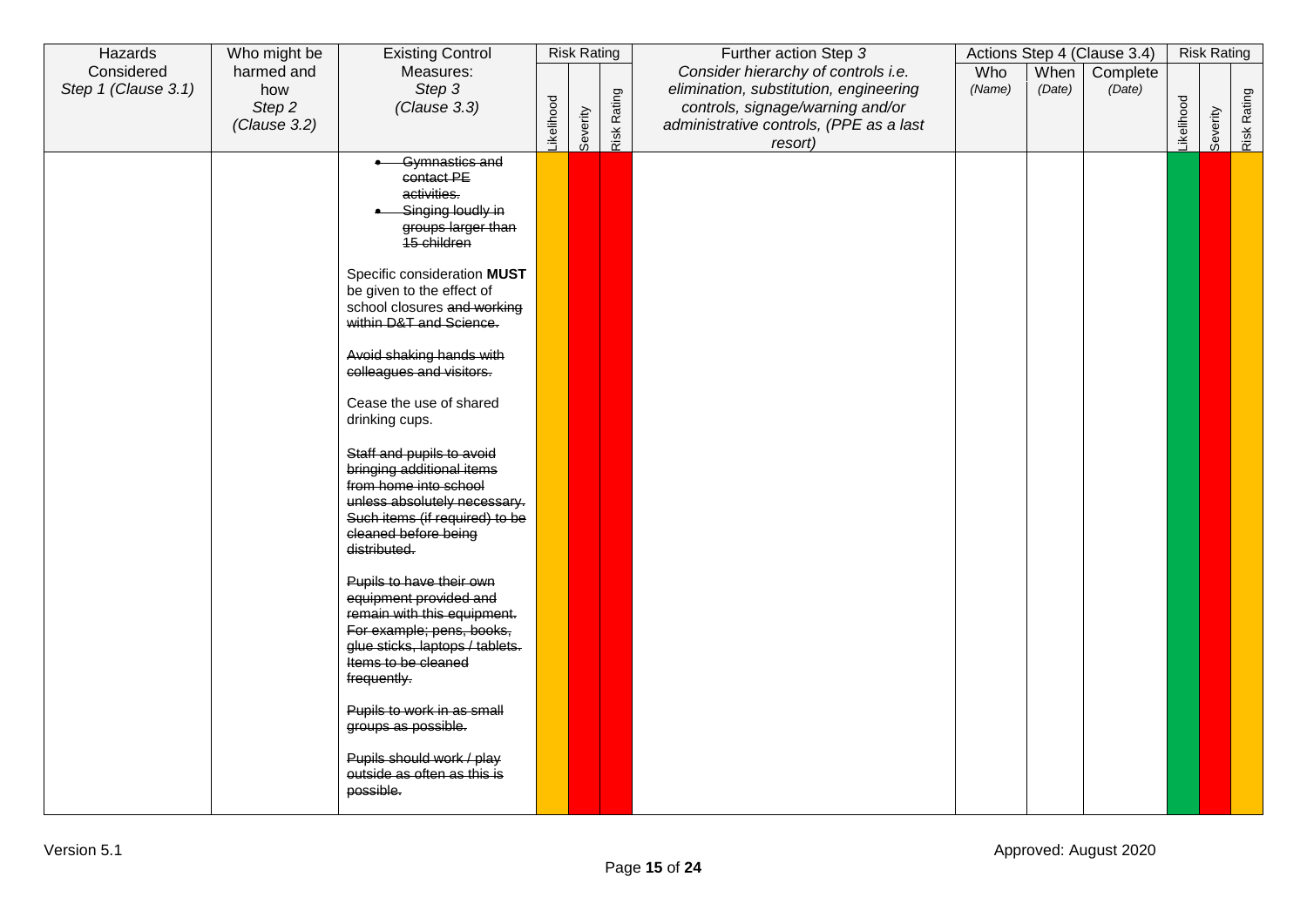| Hazards Considered *Step 1 (Clause 3.1)* | Who might be harmed and how *Step 2 (Clause 3.2)* | Existing Control Measures: *Step 3 (Clause 3.3)* | Risk Rating | | | Further action Step *3* *Consider hierarchy of controls i.e. elimination, substitution, engineering controls, signage/warning and/or administrative controls, (PPE as a last resort)* | Actions Step 4 (Clause 3.4) | | | Risk Rating | | |
|---|---|---|---|---|---|---|---|---|---|---|---|---|
| | | | Likelihood | Severity | Risk Rating | | Who *(Name)* | When *(Date)* | Complete *(Date)* | Likelihood | Severity | Risk Rating |
| | | <ul><li>~~Gymnastics and contact PE activities.~~</li><li>~~Singing loudly in groups larger than 15 children~~</li></ul> Specific consideration **MUST** be given to the effect of school closures ~~and working within D&T and Science.~~<br><br>~~Avoid shaking hands with colleagues and visitors.~~<br><br>Cease the use of shared drinking cups.<br><br>~~Staff and pupils to avoid bringing additional items from home into school unless absolutely necessary. Such items (if required) to be cleaned before being distributed.~~<br><br>~~Pupils to have their own equipment provided and remain with this equipment. For example; pens, books, glue sticks, laptops / tablets. Items to be cleaned frequently.~~<br><br>~~Pupils to work in as small groups as possible.~~<br><br>~~Pupils should work / play outside as often as this is possible.~~ | | | | | | | | | | |

Version 5.1

Approved: August 2020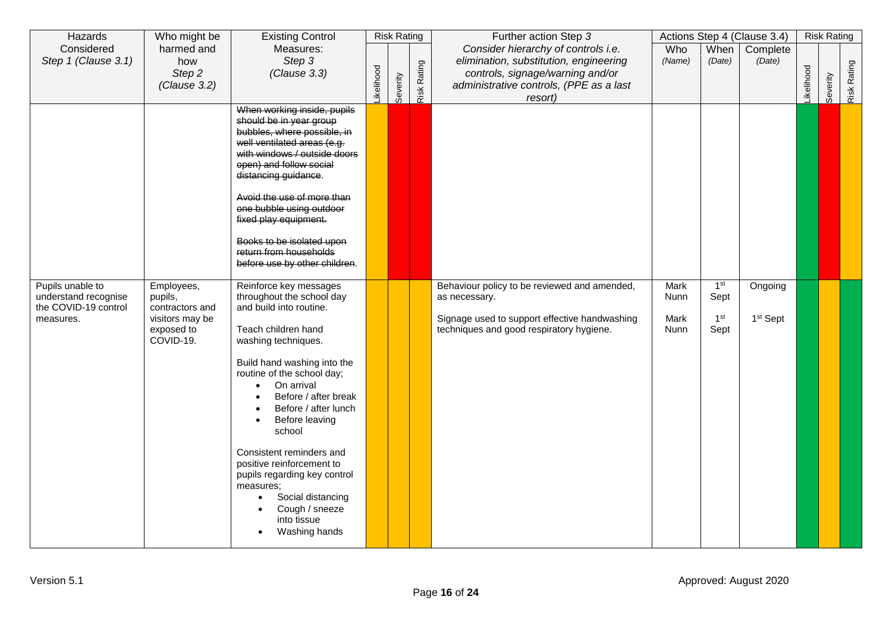| Hazards Considered *Step 1 (Clause 3.1)* | Who might be harmed and how *Step 2 (Clause 3.2)* | Existing Control Measures: *Step 3 (Clause 3.3)* | Risk Rating | | | Further action Step *3* *Consider hierarchy of controls i.e. elimination, substitution, engineering controls, signage/warning and/or administrative controls, (PPE as a last resort)* | Actions Step 4 (Clause 3.4) | | | Risk Rating | | |
|---|---|---|---|---|---|---|---|---|---|---|---|---|
| | | | Likelihood | Severity | Risk Rating | | Who *(Name)* | When *(Date)* | Complete *(Date)* | Likelihood | Severity | Risk Rating |
| | | ~~When working inside, pupils should be in year group bubbles, where possible, in well ventilated areas (e.g. with windows / outside doors open) and follow social distancing guidance.~~<br><br>~~Avoid the use of more than one bubble using outdoor fixed play equipment.~~<br><br>~~Books to be isolated upon return from households before use by other children.~~ | | | | | | | | | | |
| Pupils unable to understand recognise the COVID-19 control measures. | Employees, pupils, contractors and visitors may be exposed to COVID-19. | Reinforce key messages throughout the school day and build into routine.<br><br>Teach children hand washing techniques.<br><br>Build hand washing into the routine of the school day;<br>• On arrival<br>• Before / after break<br>• Before / after lunch<br>• Before leaving school<br><br>Consistent reminders and positive reinforcement to pupils regarding key control measures;<br>• Social distancing<br>• Cough / sneeze into tissue<br>• Washing hands | | | | Behaviour policy to be reviewed and amended, as necessary.<br><br>Signage used to support effective handwashing techniques and good respiratory hygiene. | Mark Nunn<br><br>Mark Nunn | 1st Sept<br><br>1st Sept | Ongoing<br><br>1st Sept | | | |

Version 5.1

Approved: August 2020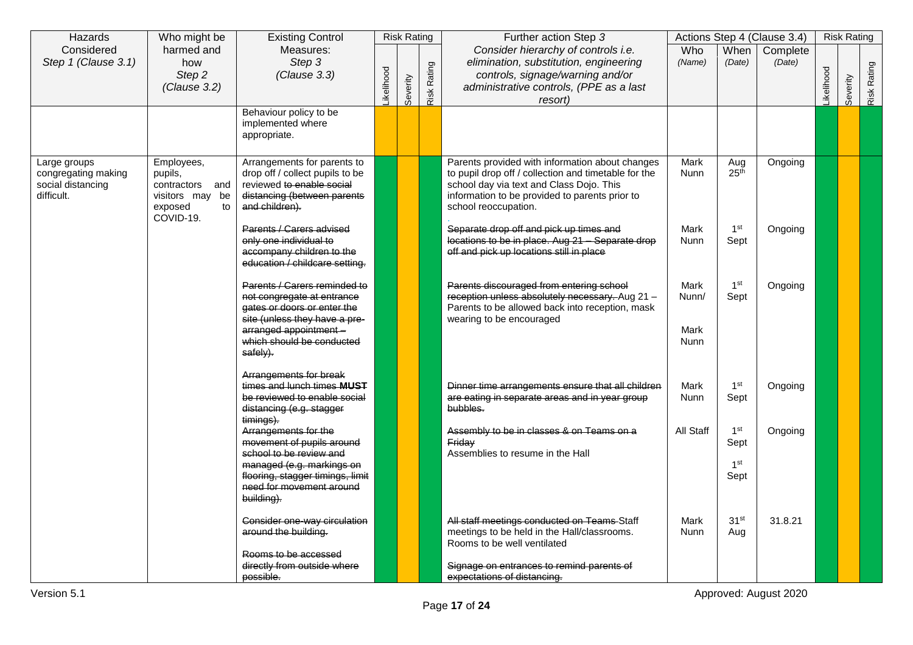| Hazards Considered *Step 1 (Clause 3.1)* | Who might be harmed and how *Step 2 (Clause 3.2)* | Existing Control Measures: *Step 3 (Clause 3.3)* | Risk Rating | | | Further action Step *3* *Consider hierarchy of controls i.e. elimination, substitution, engineering controls, signage/warning and/or administrative controls, (PPE as a last resort)* | Actions Step 4 (Clause 3.4) | | | Risk Rating | | |
|---|---|---|---|---|---|---|---|---|---|---|---|---|
| | | | Likelihood | Severity | Risk Rating | | Who *(Name)* | When *(Date)* | Complete *(Date)* | Likelihood | Severity | Risk Rating |
| | | Behaviour policy to be implemented where appropriate. | | | | | | | | | | |
| Large groups congregating making social distancing difficult. | Employees, pupils, contractors and visitors may be exposed to COVID-19. | Arrangements for parents to drop off / collect pupils to be reviewed ~~to enable social distancing (between parents and children).~~ | | | | Parents provided with information about changes to pupil drop off / collection and timetable for the school day via text and Class Dojo. This information to be provided to parents prior to school reoccupation. | Mark Nunn | Aug 25th | Ongoing | | | |
| | | ~~Parents / Carers advised only one individual to accompany children to the education / childcare setting.~~ | | | | ~~Separate drop off and pick up times and locations to be in place. Aug 21 – Separate drop off and pick up locations still in place~~ | Mark Nunn | 1st Sept | Ongoing | | | |
| | | ~~Parents / Carers reminded to not congregate at entrance gates or doors or enter the site (unless they have a pre-arranged appointment – which should be conducted safely).~~ | | | | ~~Parents discouraged from entering school reception unless absolutely necessary.~~ Aug 21 – Parents to be allowed back into reception, mask wearing to be encouraged | Mark Nunn/ Mark Nunn | 1st Sept | Ongoing | | | |
| | | ~~Arrangements for break times and lunch times **MUST** be reviewed to enable social distancing (e.g. stagger timings).~~ | | | | ~~Dinner time arrangements ensure that all children are eating in separate areas and in year group bubbles.~~ | Mark Nunn | 1st Sept | Ongoing | | | |
| | | ~~Arrangements for the movement of pupils around school to be review and managed (e.g. markings on flooring, stagger timings, limit need for movement around building).~~ | | | | ~~Assembly to be in classes & on Teams on a Friday~~ Assemblies to resume in the Hall | All Staff | 1st Sept 1st Sept | Ongoing | | | |
| | | ~~Consider one-way circulation around the building.~~ ~~Rooms to be accessed directly from outside where possible.~~ | | | | ~~All staff meetings conducted on Teams~~ Staff meetings to be held in the Hall/classrooms. Rooms to be well ventilated ~~Signage on entrances to remind parents of expectations of distancing.~~ | Mark Nunn | 31st Aug | 31.8.21 | | | |

Version 5.1

Approved: August 2020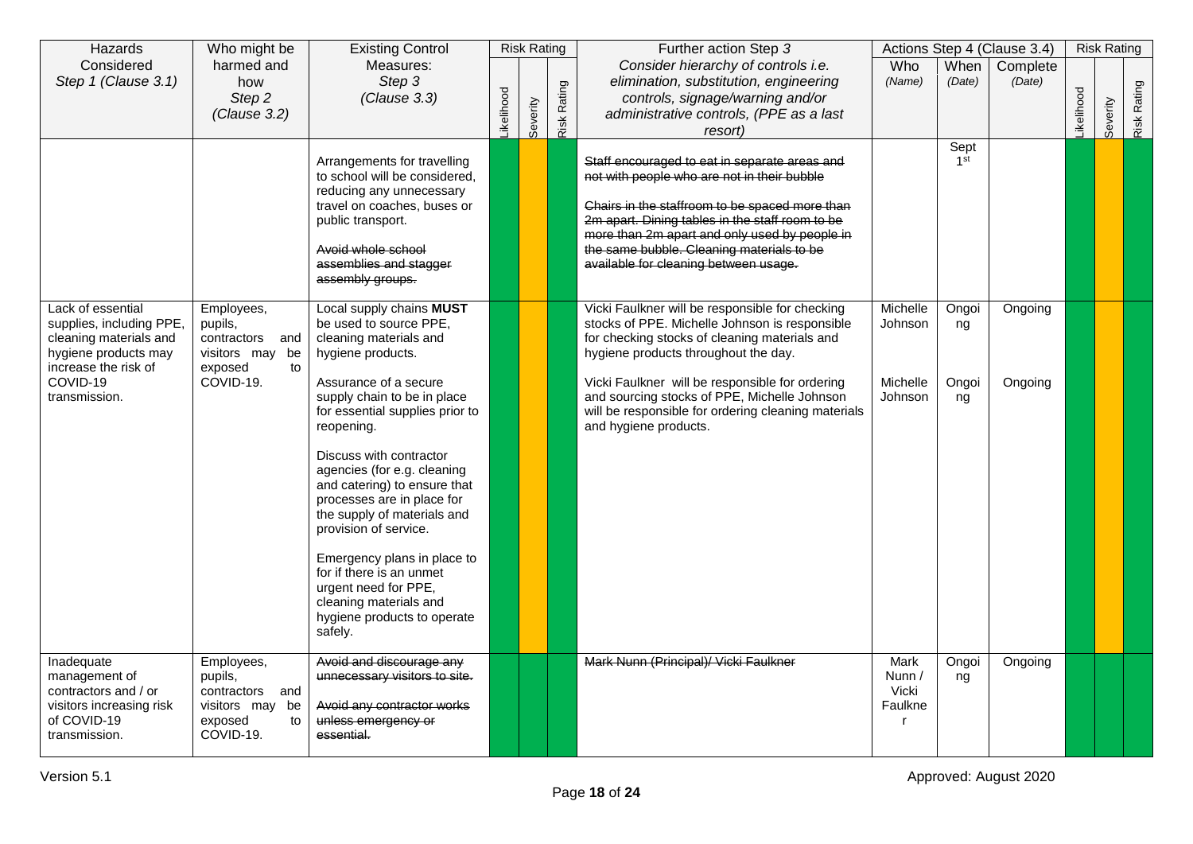| Hazards Considered *Step 1 (Clause 3.1)* | Who might be harmed and how *Step 2 (Clause 3.2)* | Existing Control Measures: *Step 3 (Clause 3.3)* | Risk Rating | | | Further action Step *3* *Consider hierarchy of controls i.e. elimination, substitution, engineering controls, signage/warning and/or administrative controls, (PPE as a last resort)* | Actions Step 4 (Clause 3.4) | | | Risk Rating | | |
|---|---|---|---|---|---|---|---|---|---|---|---|---|
| | | | Likelihood | Severity | Risk Rating | | Who *(Name)* | When *(Date)* | Complete *(Date)* | Likelihood | Severity | Risk Rating |
| | | Arrangements for travelling to school will be considered, reducing any unnecessary travel on coaches, buses or public transport.<br><br>~~Avoid whole school assemblies and stagger assembly groups.~~ | | | | ~~Staff encouraged to eat in separate areas and not with people who are not in their bubble~~<br><br>~~Chairs in the staffroom to be spaced more than 2m apart. Dining tables in the staff room to be more than 2m apart and only used by people in the same bubble. Cleaning materials to be available for cleaning between usage.~~ | | Sept 1st | | | | |
| Lack of essential supplies, including PPE, cleaning materials and hygiene products may increase the risk of COVID-19 transmission. | Employees, pupils, contractors and visitors may be exposed to COVID-19. | Local supply chains **MUST** be used to source PPE, cleaning materials and hygiene products.<br><br>Assurance of a secure supply chain to be in place for essential supplies prior to reopening.<br><br>Discuss with contractor agencies (for e.g. cleaning and catering) to ensure that processes are in place for the supply of materials and provision of service.<br><br>Emergency plans in place to for if there is an unmet urgent need for PPE, cleaning materials and hygiene products to operate safely. | | | | Vicki Faulkner will be responsible for checking stocks of PPE. Michelle Johnson is responsible for checking stocks of cleaning materials and hygiene products throughout the day.<br><br>Vicki Faulkner will be responsible for ordering and sourcing stocks of PPE, Michelle Johnson will be responsible for ordering cleaning materials and hygiene products. | Michelle Johnson<br><br>Michelle Johnson | Ongoing<br><br>Ongoing | Ongoing<br><br>Ongoing | | | |
| Inadequate management of contractors and / or visitors increasing risk of COVID-19 transmission. | Employees, pupils, contractors and visitors may be exposed to COVID-19. | ~~Avoid and discourage any unnecessary visitors to site.~~<br><br>~~Avoid any contractor works unless emergency or essential.~~ | | | | ~~Mark Nunn (Principal)/ Vicki Faulkner~~ | Mark Nunn / Vicki Faulkner | Ongoing | Ongoing | | | |

Version 5.1

Approved: August 2020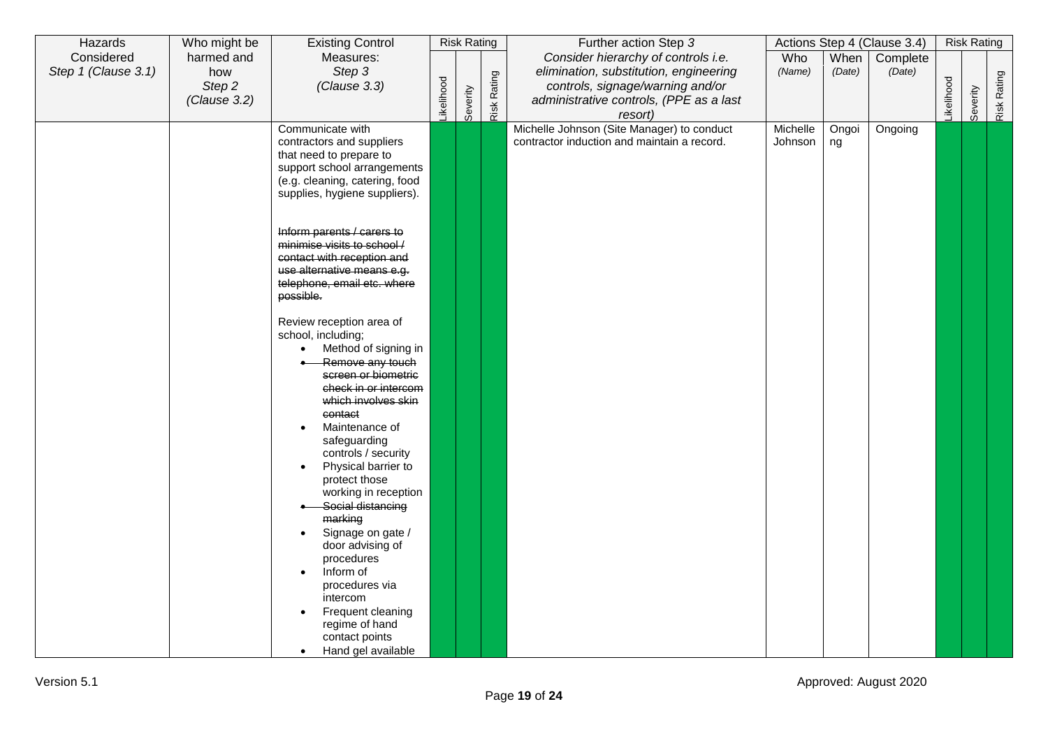| Hazards Considered *Step 1 (Clause 3.1)* | Who might be harmed and how *Step 2 (Clause 3.2)* | Existing Control Measures: *Step 3 (Clause 3.3)* | Risk Rating | | | Further action Step *3* *Consider hierarchy of controls i.e. elimination, substitution, engineering controls, signage/warning and/or administrative controls, (PPE as a last resort)* | Actions Step 4 (Clause 3.4) | | | Risk Rating | | |
|---|---|---|---|---|---|---|---|---|---|---|---|---|
| | | | Likelihood | Severity | Risk Rating | | Who *(Name)* | When *(Date)* | Complete *(Date)* | Likelihood | Severity | Risk Rating |
| | | Communicate with contractors and suppliers that need to prepare to support school arrangements (e.g. cleaning, catering, food supplies, hygiene suppliers).<br><br>~~Inform parents / carers to minimise visits to school / contact with reception and use alternative means e.g. telephone, email etc. where possible.~~<br><br>Review reception area of school, including;<br>• Method of signing in<br>• ~~Remove any touch screen or biometric check in or intercom which involves skin contact~~<br>• Maintenance of safeguarding controls / security<br>• Physical barrier to protect those working in reception<br>• ~~Social distancing marking~~<br>• Signage on gate / door advising of procedures<br>• Inform of procedures via intercom<br>• Frequent cleaning regime of hand contact points<br>• Hand gel available | | | | Michelle Johnson (Site Manager) to conduct contractor induction and maintain a record. | Michelle Johnson | Ongoing | Ongoing | | | |

Version 5.1

Approved: August 2020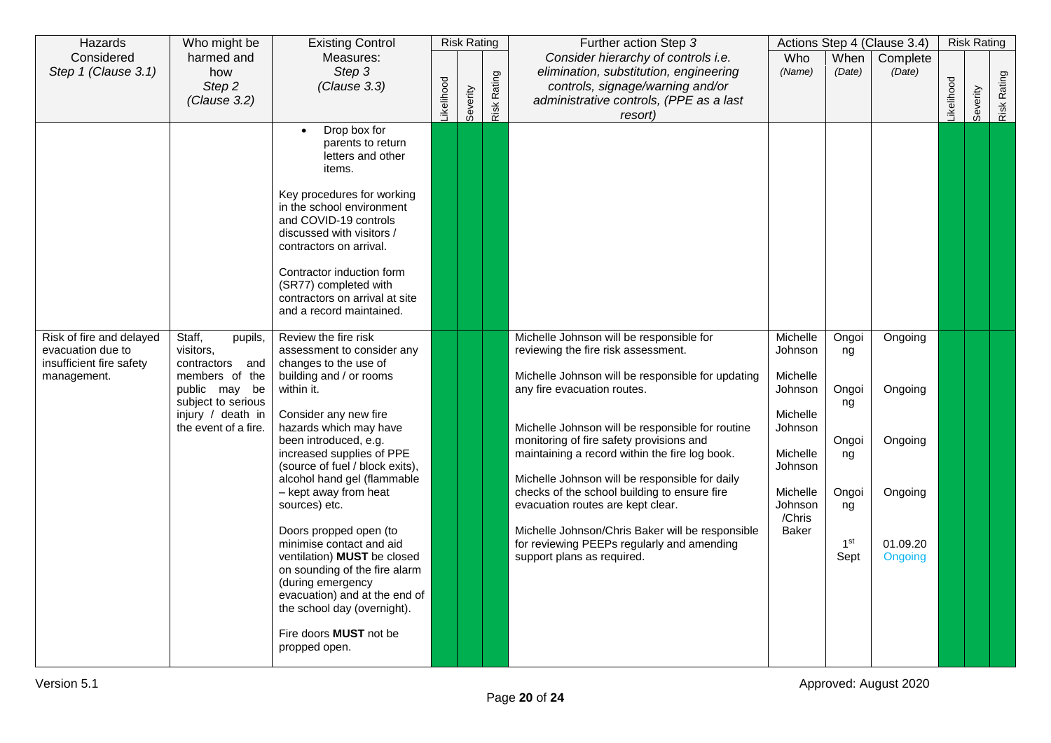| Hazards Considered *Step 1 (Clause 3.1)* | Who might be harmed and how *Step 2 (Clause 3.2)* | Existing Control Measures: *Step 3 (Clause 3.3)* | Risk Rating | | | Further action Step *3* *Consider hierarchy of controls i.e. elimination, substitution, engineering controls, signage/warning and/or administrative controls, (PPE as a last resort)* | Actions Step 4 (Clause 3.4) | | | Risk Rating | | |
|---|---|---|---|---|---|---|---|---|---|---|---|---|
| | | | Likelihood | Severity | Risk Rating | | Who *(Name)* | When *(Date)* | Complete *(Date)* | Likelihood | Severity | Risk Rating |
| | | • Drop box for parents to return letters and other items.<br><br>Key procedures for working in the school environment and COVID-19 controls discussed with visitors / contractors on arrival.<br><br>Contractor induction form (SR77) completed with contractors on arrival at site and a record maintained. | | | | | | | | | | |
| Risk of fire and delayed evacuation due to insufficient fire safety management. | Staff, pupils, visitors, contractors and members of the public may be subject to serious injury / death in the event of a fire. | Review the fire risk assessment to consider any changes to the use of building and / or rooms within it.<br><br>Consider any new fire hazards which may have been introduced, e.g. increased supplies of PPE (source of fuel / block exits), alcohol hand gel (flammable – kept away from heat sources) etc.<br><br>Doors propped open (to minimise contact and aid ventilation) **MUST** be closed on sounding of the fire alarm (during emergency evacuation) and at the end of the school day (overnight).<br><br>Fire doors **MUST** not be propped open. | | | | Michelle Johnson will be responsible for reviewing the fire risk assessment.<br><br>Michelle Johnson will be responsible for updating any fire evacuation routes.<br><br>Michelle Johnson will be responsible for routine monitoring of fire safety provisions and maintaining a record within the fire log book.<br><br>Michelle Johnson will be responsible for daily checks of the school building to ensure fire evacuation routes are kept clear.<br><br>Michelle Johnson/Chris Baker will be responsible for reviewing PEEPs regularly and amending support plans as required. | Michelle Johnson<br><br>Michelle Johnson<br><br>Michelle Johnson<br><br>Michelle Johnson<br><br>Michelle Johnson /Chris Baker | Ongoing<br><br>Ongoing<br><br>Ongoing<br><br>Ongoing<br><br>1st Sept | Ongoing<br><br>Ongoing<br><br>Ongoing<br><br>Ongoing<br><br>01.09.20 Ongoing | | | |

Version 5.1

Approved: August 2020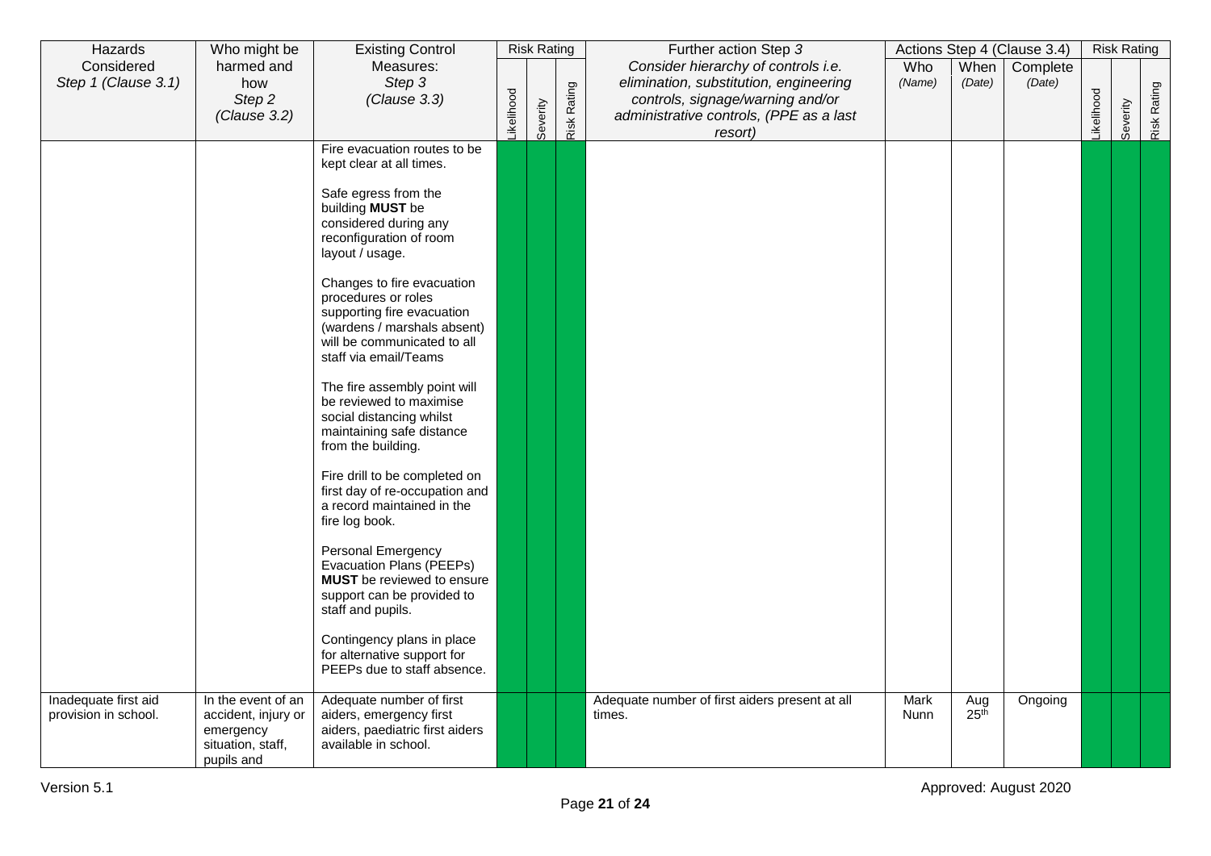| Hazards Considered *Step 1 (Clause 3.1)* | Who might be harmed and how *Step 2 (Clause 3.2)* | Existing Control Measures: *Step 3 (Clause 3.3)* | Risk Rating | | | Further action Step *3* *Consider hierarchy of controls i.e. elimination, substitution, engineering controls, signage/warning and/or administrative controls, (PPE as a last resort)* | Actions Step 4 (Clause 3.4) | | | Risk Rating | | |
|---|---|---|---|---|---|---|---|---|---|---|---|---|
| | | | Likelihood | Severity | Risk Rating | | Who *(Name)* | When *(Date)* | Complete *(Date)* | Likelihood | Severity | Risk Rating |
| | | Fire evacuation routes to be kept clear at all times.<br><br>Safe egress from the building **MUST** be considered during any reconfiguration of room layout / usage.<br><br>Changes to fire evacuation procedures or roles supporting fire evacuation (wardens / marshals absent) will be communicated to all staff via email/Teams<br><br>The fire assembly point will be reviewed to maximise social distancing whilst maintaining safe distance from the building.<br><br>Fire drill to be completed on first day of re-occupation and a record maintained in the fire log book.<br><br>Personal Emergency Evacuation Plans (PEEPs) **MUST** be reviewed to ensure support can be provided to staff and pupils.<br><br>Contingency plans in place for alternative support for PEEPs due to staff absence. | | | | | | | | | | |
| Inadequate first aid provision in school. | In the event of an accident, injury or emergency situation, staff, pupils and | Adequate number of first aiders, emergency first aiders, paediatric first aiders available in school. | | | | Adequate number of first aiders present at all times. | Mark Nunn | Aug 25th | Ongoing | | | |

Version 5.1 Approved: August 2020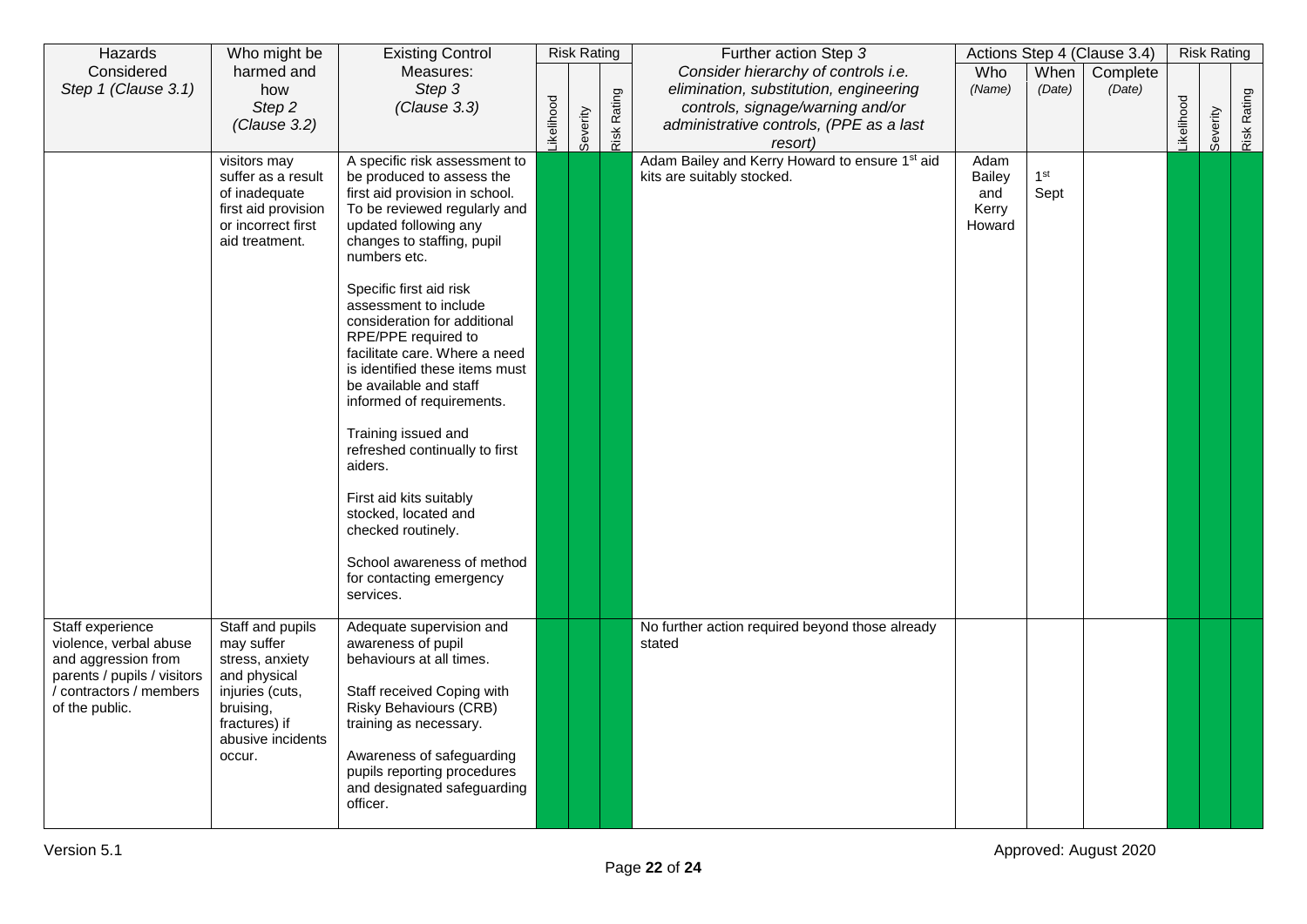| Hazards Considered *Step 1 (Clause 3.1)* | Who might be harmed and how *Step 2 (Clause 3.2)* | Existing Control Measures: *Step 3 (Clause 3.3)* | Risk Rating | | | Further action Step *3* *Consider hierarchy of controls i.e. elimination, substitution, engineering controls, signage/warning and/or administrative controls, (PPE as a last resort)* | Actions Step 4 (Clause 3.4) | | | Risk Rating | | |
|---|---|---|---|---|---|---|---|---|---|---|---|---|
| | | | Likelihood | Severity | Risk Rating | | Who *(Name)* | When *(Date)* | Complete *(Date)* | Likelihood | Severity | Risk Rating |
| | visitors may suffer as a result of inadequate first aid provision or incorrect first aid treatment. | A specific risk assessment to be produced to assess the first aid provision in school. To be reviewed regularly and updated following any changes to staffing, pupil numbers etc.<br><br>Specific first aid risk assessment to include consideration for additional RPE/PPE required to facilitate care. Where a need is identified these items must be available and staff informed of requirements.<br><br>Training issued and refreshed continually to first aiders.<br><br>First aid kits suitably stocked, located and checked routinely.<br><br>School awareness of method for contacting emergency services. | | | | Adam Bailey and Kerry Howard to ensure 1st aid kits are suitably stocked. | Adam Bailey and Kerry Howard | 1st Sept | | | | |
| Staff experience violence, verbal abuse and aggression from parents / pupils / visitors / contractors / members of the public. | Staff and pupils may suffer stress, anxiety and physical injuries (cuts, bruising, fractures) if abusive incidents occur. | Adequate supervision and awareness of pupil behaviours at all times.<br><br>Staff received Coping with Risky Behaviours (CRB) training as necessary.<br><br>Awareness of safeguarding pupils reporting procedures and designated safeguarding officer. | | | | No further action required beyond those already stated | | | | | | |

Version 5.1 Approved: August 2020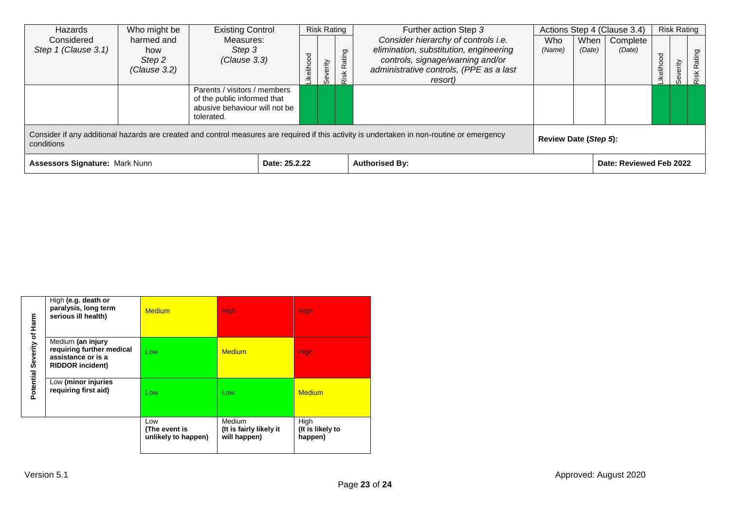| Hazards Considered *Step 1 (Clause 3.1)* | Who might be harmed and how *Step 2 (Clause 3.2)* | Existing Control Measures: *Step 3 (Clause 3.3)* | Risk Rating | | | Further action Step *3* *Consider hierarchy of controls i.e. elimination, substitution, engineering controls, signage/warning and/or administrative controls, (PPE as a last resort)* | Actions Step 4 (Clause 3.4) | | | Risk Rating | | |
|---|---|---|---|---|---|---|---|---|---|---|---|---|
| | | | Likelihood | Severity | Risk Rating | | Who *(Name)* | When *(Date)* | Complete *(Date)* | Likelihood | Severity | Risk Rating |
| | | Parents / visitors / members of the public informed that abusive behaviour will not be tolerated. | | | | | | | | | | |

| | | | |
|---|---|---|---|
| Consider if any additional hazards are created and control measures are required if this activity is undertaken in non-routine or emergency conditions | | Review Date (*Step 5*): | |
| **Assessors Signature:** Mark Nunn | **Date: 25.2.22** | **Authorised By:** | **Date: Reviewed Feb 2022** |

| **Potential Severity of Harm** | | | | |
|---|---|---|---|---|
| | High **(e.g. death or paralysis, long term serious ill health)** | Medium | High | High |
| | Medium **(an injury requiring further medical assistance or is a RIDDOR incident)** | Low | Medium | High |
| | Low **(minor injuries requiring first aid)** | Low | Low | Medium |
| | | Low **(The event is unlikely to happen)** | Medium **(It is fairly likely it will happen)** | High **(It is likely to happen)** |

Version 5.1

Approved: August 2020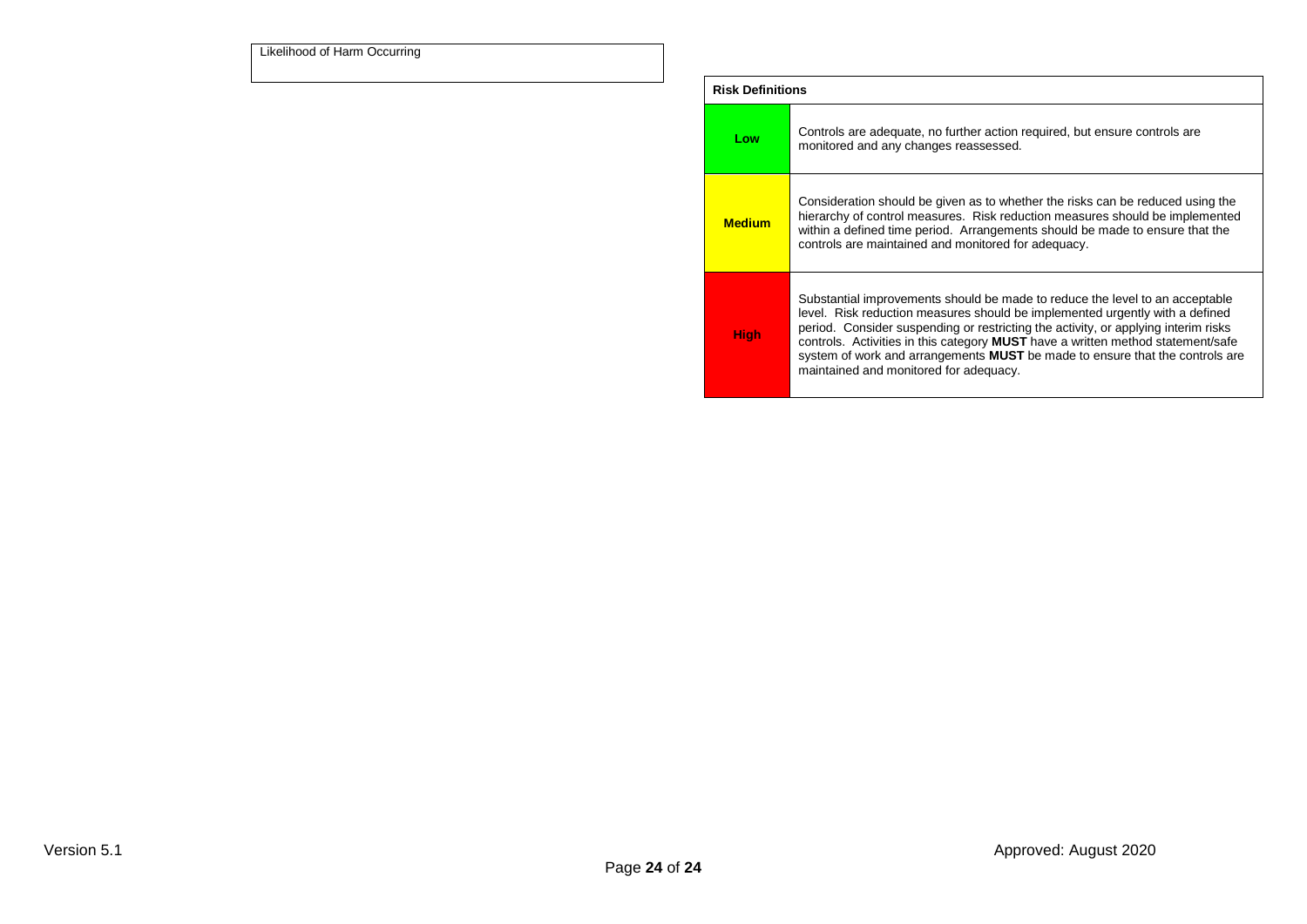Likelihood of Harm Occurring

| Risk Definitions | |
| --- | --- |
| **Low** | Controls are adequate, no further action required, but ensure controls are monitored and any changes reassessed. |
| **Medium** | Consideration should be given as to whether the risks can be reduced using the hierarchy of control measures. Risk reduction measures should be implemented within a defined time period. Arrangements should be made to ensure that the controls are maintained and monitored for adequacy. |
| **High** | Substantial improvements should be made to reduce the level to an acceptable level. Risk reduction measures should be implemented urgently with a defined period. Consider suspending or restricting the activity, or applying interim risks controls. Activities in this category **MUST** have a written method statement/safe system of work and arrangements **MUST** be made to ensure that the controls are maintained and monitored for adequacy. |

Version 5.1

Approved: August 2020